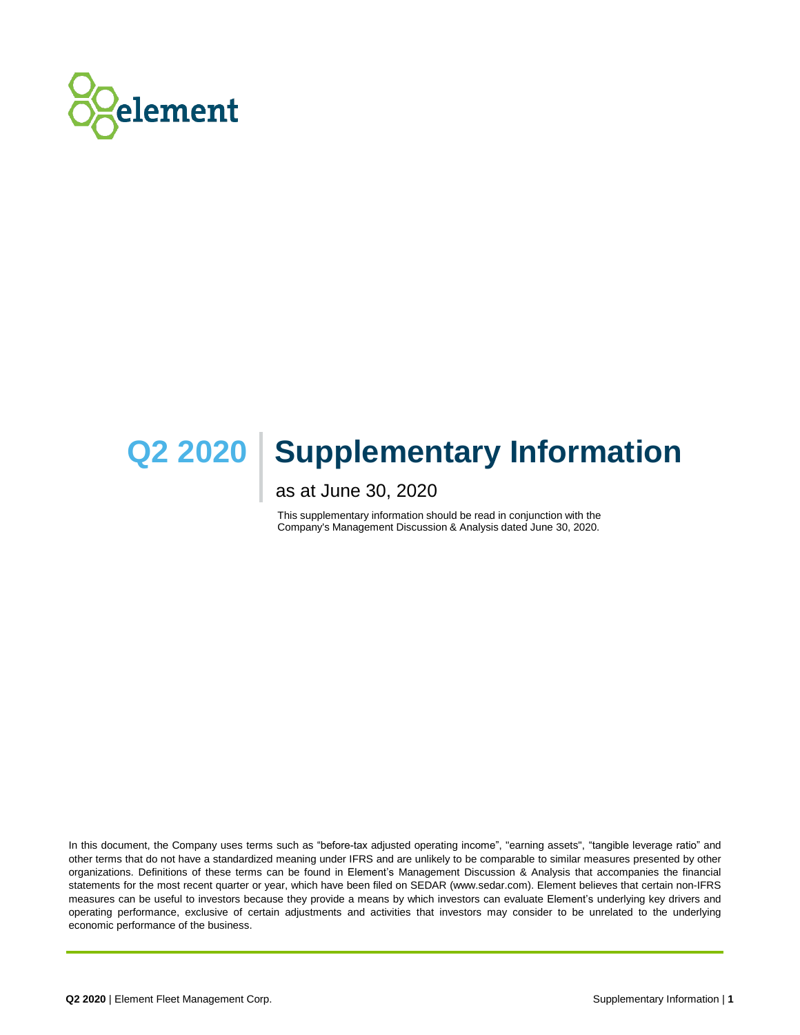element

# Q2 2020 | Supplementary Information

as at June 30, 2020

This supplementary information should be read in conjunction with the Company's Management Discussion & Analysis dated June 30, 2020.

In this document, the Company uses terms such as "before-tax adjusted operating income", "earning assets", "tangible leverage ratio" and other terms that do not have a standardized meaning under IFRS and are unlikely to be comparable to similar measures presented by other organizations. Definitions of these terms can be found in Element's Management Discussion & Analysis that accompanies the financial statements for the most recent quarter or year, which have been filed on SEDAR (www.sedar.com). Element believes that certain non-IFRS measures can be useful to investors because they provide a means by which investors can evaluate Element's underlying key drivers and operating performance, exclusive of certain adjustments and activities that investors may consider to be unrelated to the underlying economic performance of the business.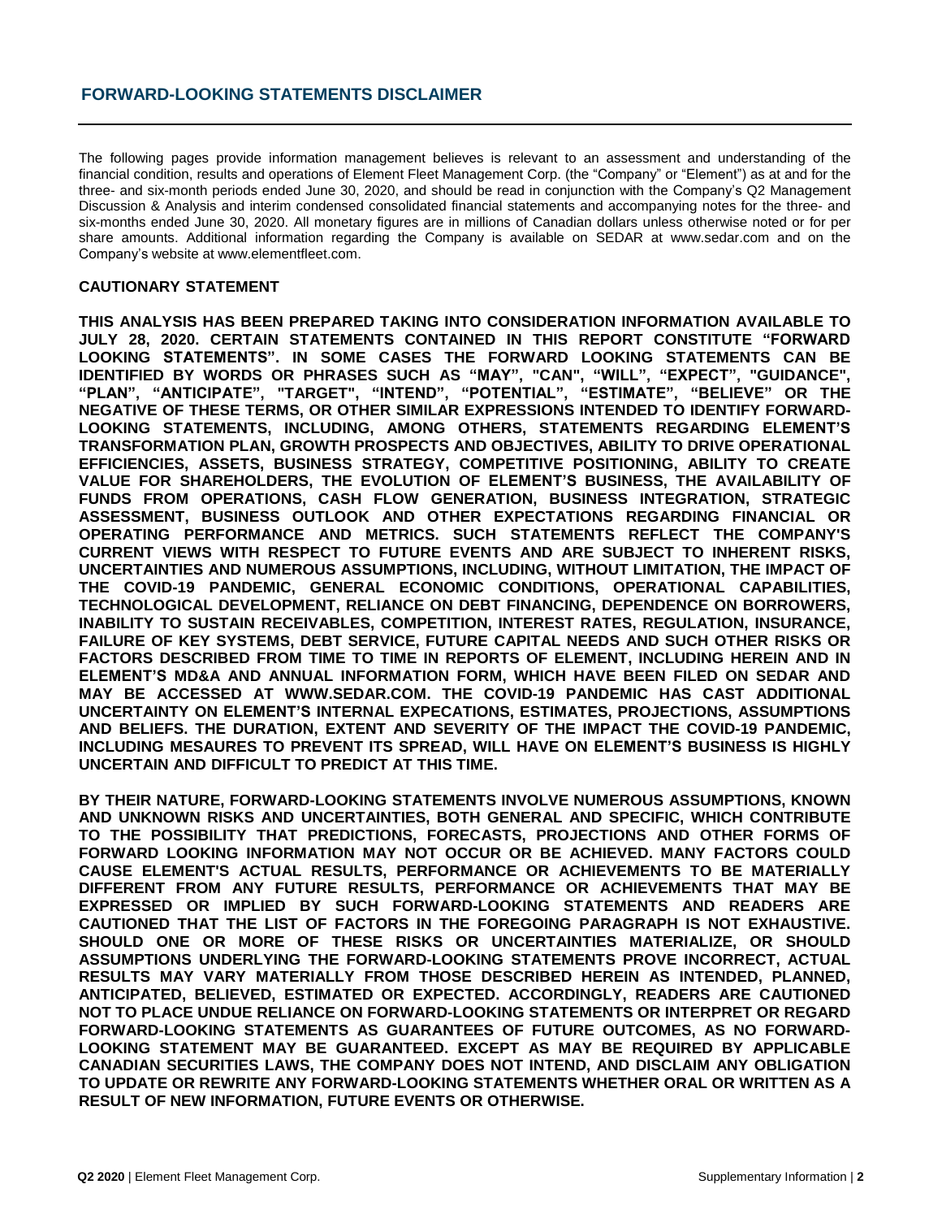## FORWARD-LOOKING STATEMENTS DISCLAIMER

The following pages provide information management believes is relevant to an assessment and understanding of the financial condition, results and operations of Element Fleet Management Corp. (the "Company" or "Element") as at and for the three- and six-month periods ended June 30, 2020, and should be read in conjunction with the Company's Q2 Management Discussion & Analysis and interim condensed consolidated financial statements and accompanying notes for the three- and six-months ended June 30, 2020. All monetary figures are in millions of Canadian dollars unless otherwise noted or for per share amounts. Additional information regarding the Company is available on SEDAR at www.sedar.com and on the Company's website at www.elementfleet.com.

### CAUTIONARY STATEMENT

**THIS ANALYSIS HAS BEEN PREPARED TAKING INTO CONSIDERATION INFORMATION AVAILABLE TO JULY 28, 2020. CERTAIN STATEMENTS CONTAINED IN THIS REPORT CONSTITUTE "FORWARD LOOKING STATEMENTS". IN SOME CASES THE FORWARD LOOKING STATEMENTS CAN BE IDENTIFIED BY WORDS OR PHRASES SUCH AS "MAY", "CAN", "WILL", "EXPECT", "GUIDANCE", "PLAN", "ANTICIPATE", "TARGET", "INTEND", "POTENTIAL", "ESTIMATE", "BELIEVE" OR THE NEGATIVE OF THESE TERMS, OR OTHER SIMILAR EXPRESSIONS INTENDED TO IDENTIFY FORWARD-LOOKING STATEMENTS, INCLUDING, AMONG OTHERS, STATEMENTS REGARDING ELEMENT'S TRANSFORMATION PLAN, GROWTH PROSPECTS AND OBJECTIVES, ABILITY TO DRIVE OPERATIONAL EFFICIENCIES, ASSETS, BUSINESS STRATEGY, COMPETITIVE POSITIONING, ABILITY TO CREATE VALUE FOR SHAREHOLDERS, THE EVOLUTION OF ELEMENT'S BUSINESS, THE AVAILABILITY OF FUNDS FROM OPERATIONS, CASH FLOW GENERATION, BUSINESS INTEGRATION, STRATEGIC ASSESSMENT, BUSINESS OUTLOOK AND OTHER EXPECTATIONS REGARDING FINANCIAL OR OPERATING PERFORMANCE AND METRICS. SUCH STATEMENTS REFLECT THE COMPANY'S CURRENT VIEWS WITH RESPECT TO FUTURE EVENTS AND ARE SUBJECT TO INHERENT RISKS, UNCERTAINTIES AND NUMEROUS ASSUMPTIONS, INCLUDING, WITHOUT LIMITATION, THE IMPACT OF THE COVID-19 PANDEMIC, GENERAL ECONOMIC CONDITIONS, OPERATIONAL CAPABILITIES, TECHNOLOGICAL DEVELOPMENT, RELIANCE ON DEBT FINANCING, DEPENDENCE ON BORROWERS, INABILITY TO SUSTAIN RECEIVABLES, COMPETITION, INTEREST RATES, REGULATION, INSURANCE, FAILURE OF KEY SYSTEMS, DEBT SERVICE, FUTURE CAPITAL NEEDS AND SUCH OTHER RISKS OR FACTORS DESCRIBED FROM TIME TO TIME IN REPORTS OF ELEMENT, INCLUDING HEREIN AND IN ELEMENT'S MD&A AND ANNUAL INFORMATION FORM, WHICH HAVE BEEN FILED ON SEDAR AND MAY BE ACCESSED AT WWW.SEDAR.COM. THE COVID-19 PANDEMIC HAS CAST ADDITIONAL UNCERTAINTY ON ELEMENT'S INTERNAL EXPECATIONS, ESTIMATES, PROJECTIONS, ASSUMPTIONS AND BELIEFS. THE DURATION, EXTENT AND SEVERITY OF THE IMPACT THE COVID-19 PANDEMIC, INCLUDING MESAURES TO PREVENT ITS SPREAD, WILL HAVE ON ELEMENT'S BUSINESS IS HIGHLY UNCERTAIN AND DIFFICULT TO PREDICT AT THIS TIME.**

**BY THEIR NATURE, FORWARD-LOOKING STATEMENTS INVOLVE NUMEROUS ASSUMPTIONS, KNOWN AND UNKNOWN RISKS AND UNCERTAINTIES, BOTH GENERAL AND SPECIFIC, WHICH CONTRIBUTE TO THE POSSIBILITY THAT PREDICTIONS, FORECASTS, PROJECTIONS AND OTHER FORMS OF FORWARD LOOKING INFORMATION MAY NOT OCCUR OR BE ACHIEVED. MANY FACTORS COULD CAUSE ELEMENT'S ACTUAL RESULTS, PERFORMANCE OR ACHIEVEMENTS TO BE MATERIALLY DIFFERENT FROM ANY FUTURE RESULTS, PERFORMANCE OR ACHIEVEMENTS THAT MAY BE EXPRESSED OR IMPLIED BY SUCH FORWARD-LOOKING STATEMENTS AND READERS ARE CAUTIONED THAT THE LIST OF FACTORS IN THE FOREGOING PARAGRAPH IS NOT EXHAUSTIVE. SHOULD ONE OR MORE OF THESE RISKS OR UNCERTAINTIES MATERIALIZE, OR SHOULD ASSUMPTIONS UNDERLYING THE FORWARD-LOOKING STATEMENTS PROVE INCORRECT, ACTUAL RESULTS MAY VARY MATERIALLY FROM THOSE DESCRIBED HEREIN AS INTENDED, PLANNED, ANTICIPATED, BELIEVED, ESTIMATED OR EXPECTED. ACCORDINGLY, READERS ARE CAUTIONED NOT TO PLACE UNDUE RELIANCE ON FORWARD-LOOKING STATEMENTS OR INTERPRET OR REGARD FORWARD-LOOKING STATEMENTS AS GUARANTEES OF FUTURE OUTCOMES, AS NO FORWARD-LOOKING STATEMENT MAY BE GUARANTEED. EXCEPT AS MAY BE REQUIRED BY APPLICABLE CANADIAN SECURITIES LAWS, THE COMPANY DOES NOT INTEND, AND DISCLAIM ANY OBLIGATION TO UPDATE OR REWRITE ANY FORWARD-LOOKING STATEMENTS WHETHER ORAL OR WRITTEN AS A RESULT OF NEW INFORMATION, FUTURE EVENTS OR OTHERWISE.**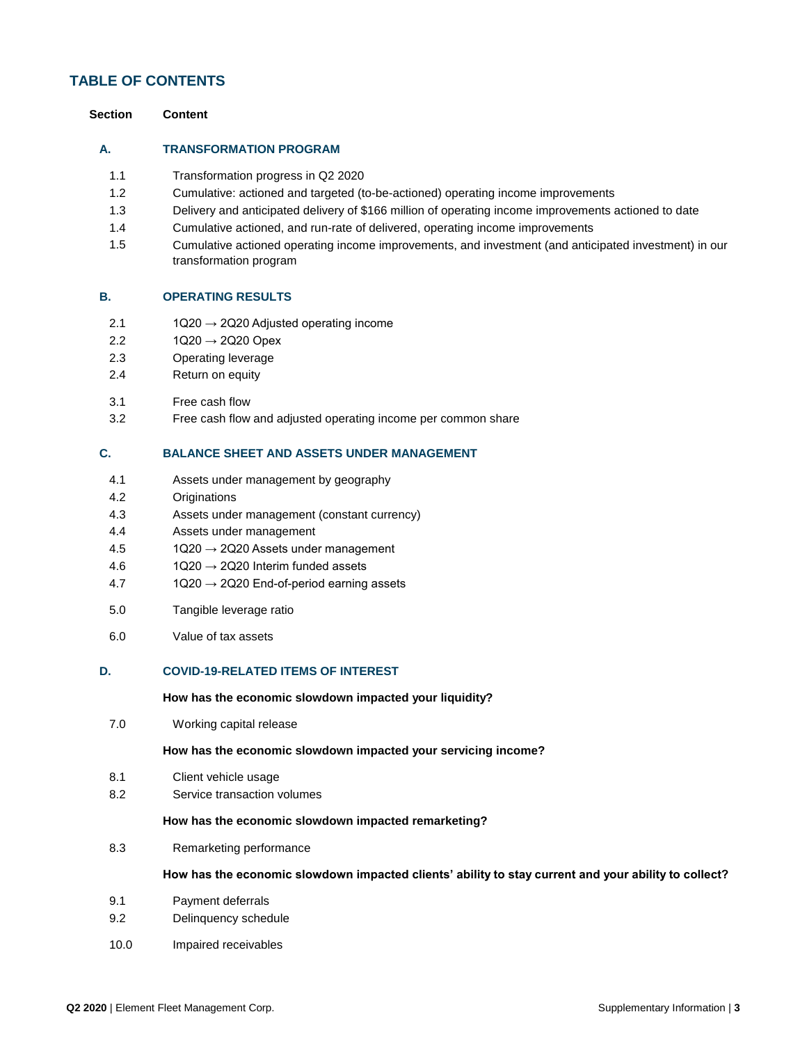## TABLE OF CONTENTS

| Section | Content |
|---|---|
| **A.** | **TRANSFORMATION PROGRAM** |
| 1.1 | Transformation progress in Q2 2020 |
| 1.2 | Cumulative: actioned and targeted (to-be-actioned) operating income improvements |
| 1.3 | Delivery and anticipated delivery of $166 million of operating income improvements actioned to date |
| 1.4 | Cumulative actioned, and run-rate of delivered, operating income improvements |
| 1.5 | Cumulative actioned operating income improvements, and investment (and anticipated investment) in our transformation program |
| **B.** | **OPERATING RESULTS** |
| 2.1 | 1Q20 → 2Q20 Adjusted operating income |
| 2.2 | 1Q20 → 2Q20 Opex |
| 2.3 | Operating leverage |
| 2.4 | Return on equity |
| 3.1 | Free cash flow |
| 3.2 | Free cash flow and adjusted operating income per common share |
| **C.** | **BALANCE SHEET AND ASSETS UNDER MANAGEMENT** |
| 4.1 | Assets under management by geography |
| 4.2 | Originations |
| 4.3 | Assets under management (constant currency) |
| 4.4 | Assets under management |
| 4.5 | 1Q20 → 2Q20 Assets under management |
| 4.6 | 1Q20 → 2Q20 Interim funded assets |
| 4.7 | 1Q20 → 2Q20 End-of-period earning assets |
| 5.0 | Tangible leverage ratio |
| 6.0 | Value of tax assets |
| **D.** | **COVID-19-RELATED ITEMS OF INTEREST** |
| | **How has the economic slowdown impacted your liquidity?** |
| 7.0 | Working capital release |
| | **How has the economic slowdown impacted your servicing income?** |
| 8.1 | Client vehicle usage |
| 8.2 | Service transaction volumes |
| | **How has the economic slowdown impacted remarketing?** |
| 8.3 | Remarketing performance |
| | **How has the economic slowdown impacted clients' ability to stay current and your ability to collect?** |
| 9.1 | Payment deferrals |
| 9.2 | Delinquency schedule |
| 10.0 | Impaired receivables |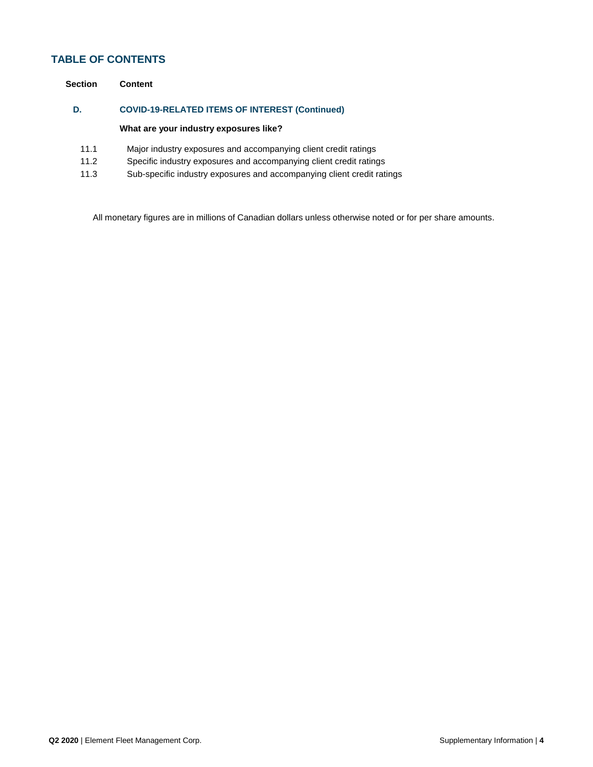## TABLE OF CONTENTS

| Section | Content |
|---|---|
| **D.** | **COVID-19-RELATED ITEMS OF INTEREST (Continued)** |
| | **What are your industry exposures like?** |
| 11.1 | Major industry exposures and accompanying client credit ratings |
| 11.2 | Specific industry exposures and accompanying client credit ratings |
| 11.3 | Sub-specific industry exposures and accompanying client credit ratings |

All monetary figures are in millions of Canadian dollars unless otherwise noted or for per share amounts.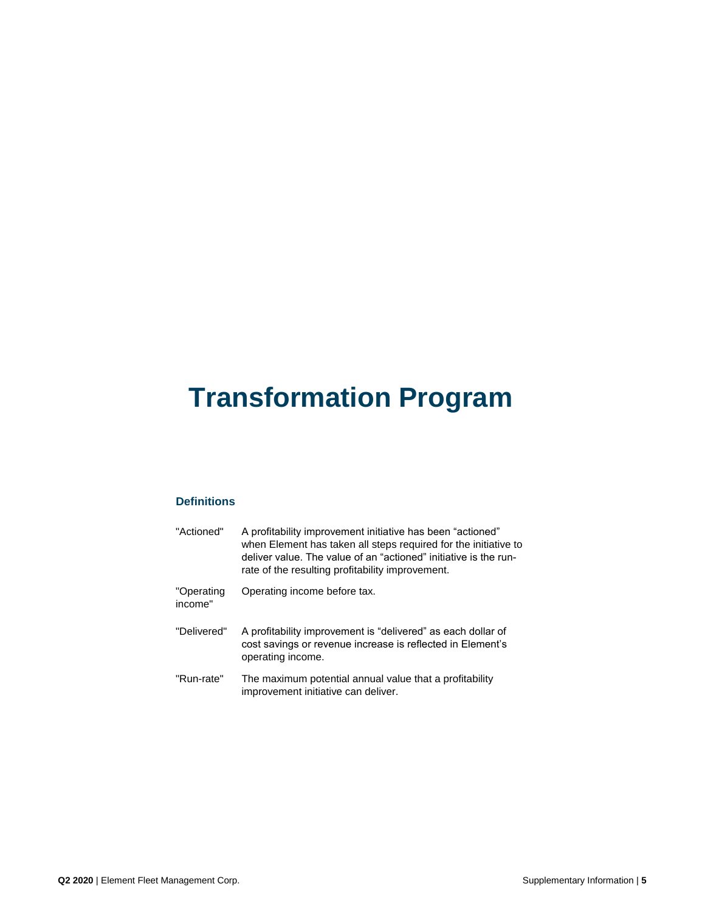# Transformation Program

### Definitions

| | |
|---|---|
| "Actioned" | A profitability improvement initiative has been "actioned" when Element has taken all steps required for the initiative to deliver value. The value of an "actioned" initiative is the run-rate of the resulting profitability improvement. |
| "Operating income" | Operating income before tax. |
| "Delivered" | A profitability improvement is "delivered" as each dollar of cost savings or revenue increase is reflected in Element's operating income. |
| "Run-rate" | The maximum potential annual value that a profitability improvement initiative can deliver. |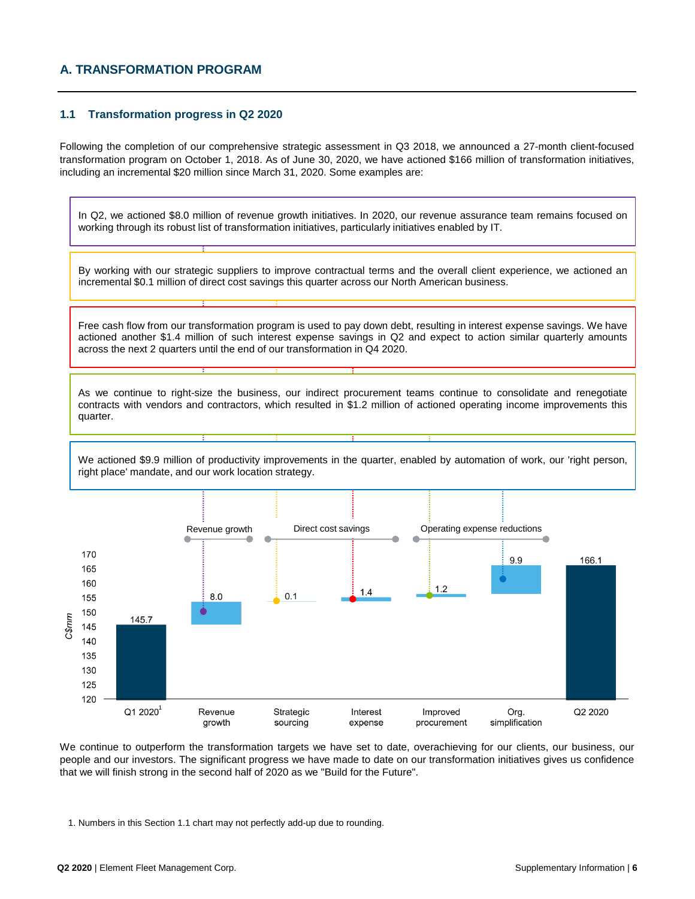## A. TRANSFORMATION PROGRAM

### 1.1 Transformation progress in Q2 2020

Following the completion of our comprehensive strategic assessment in Q3 2018, we announced a 27-month client-focused transformation program on October 1, 2018. As of June 30, 2020, we have actioned $166 million of transformation initiatives, including an incremental $20 million since March 31, 2020. Some examples are:

In Q2, we actioned $8.0 million of revenue growth initiatives. In 2020, our revenue assurance team remains focused on working through its robust list of transformation initiatives, particularly initiatives enabled by IT.

By working with our strategic suppliers to improve contractual terms and the overall client experience, we actioned an incremental $0.1 million of direct cost savings this quarter across our North American business.

Free cash flow from our transformation program is used to pay down debt, resulting in interest expense savings. We have actioned another $1.4 million of such interest expense savings in Q2 and expect to action similar quarterly amounts across the next 2 quarters until the end of our transformation in Q4 2020.

As we continue to right-size the business, our indirect procurement teams continue to consolidate and renegotiate contracts with vendors and contractors, which resulted in $1.2 million of actioned operating income improvements this quarter.

We actioned $9.9 million of productivity improvements in the quarter, enabled by automation of work, our 'right person, right place' mandate, and our work location strategy.

| | Q1 2020[1] | Revenue growth | Strategic sourcing | Interest expense | Improved procurement | Org. simplification | Q2 2020 |
|---|---|---|---|---|---|---|---|
| Category | | Revenue growth | Direct cost savings | Direct cost savings | Operating expense reductions | Operating expense reductions | |
| C$mm | 145.7 | 8.0 | 0.1 | 1.4 | 1.2 | 9.9 | 166.1 |

We continue to outperform the transformation targets we have set to date, overachieving for our clients, our business, our people and our investors. The significant progress we have made to date on our transformation initiatives gives us confidence that we will finish strong in the second half of 2020 as we "Build for the Future".

1. Numbers in this Section 1.1 chart may not perfectly add-up due to rounding.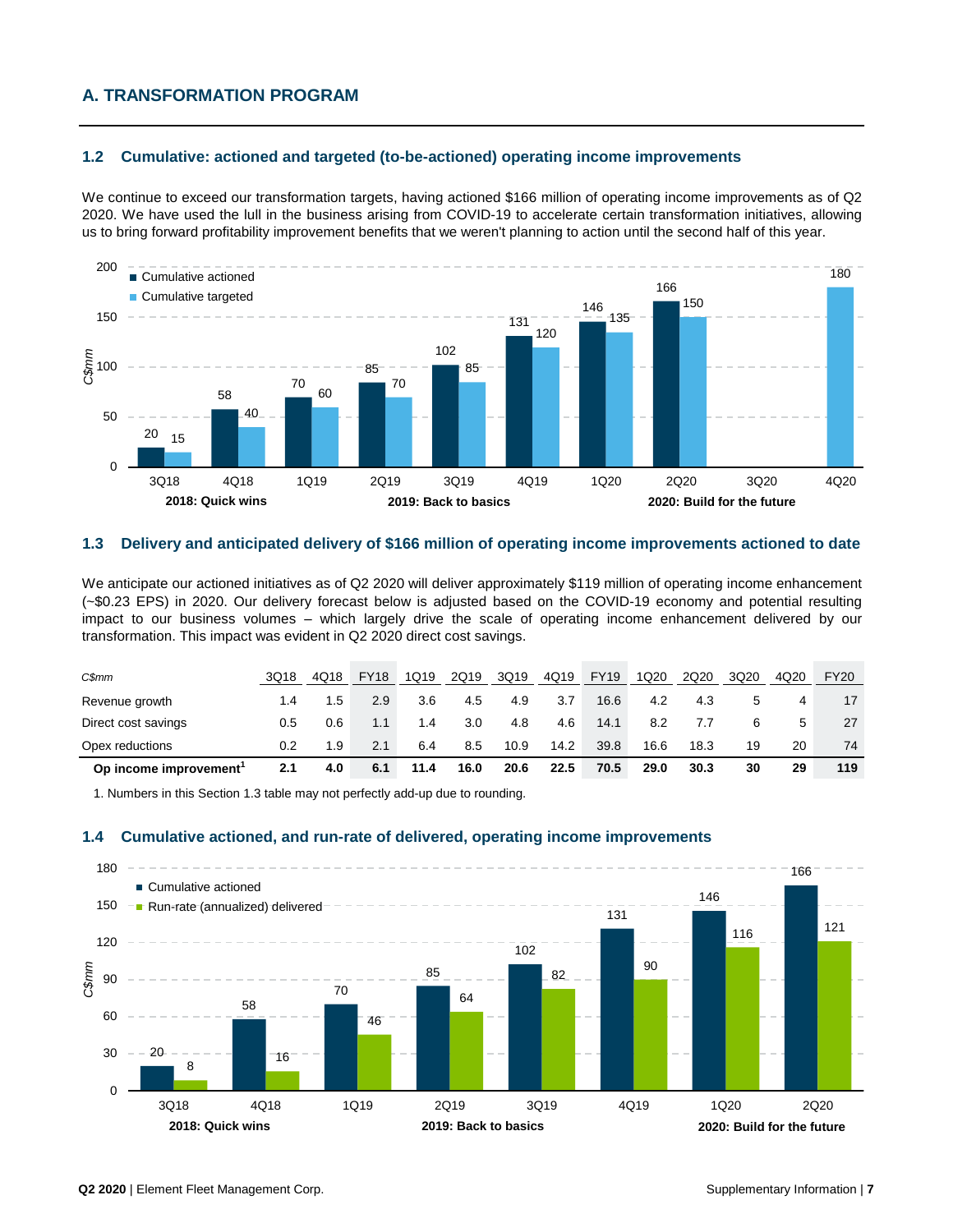## A. TRANSFORMATION PROGRAM

### 1.2 Cumulative: actioned and targeted (to-be-actioned) operating income improvements

We continue to exceed our transformation targets, having actioned $166 million of operating income improvements as of Q2 2020. We have used the lull in the business arising from COVID-19 to accelerate certain transformation initiatives, allowing us to bring forward profitability improvement benefits that we weren't planning to action until the second half of this year.

| C$mm | 3Q18 | 4Q18 | 1Q19 | 2Q19 | 3Q19 | 4Q19 | 1Q20 | 2Q20 | 3Q20 | 4Q20 |
|---|---|---|---|---|---|---|---|---|---|---|
| Cumulative actioned | 20 | 58 | 70 | 85 | 102 | 131 | 146 | 166 | | |
| Cumulative targeted | 15 | 40 | 60 | 70 | 85 | 120 | 135 | 150 | | 180 |

2018: Quick wins — 2019: Back to basics — 2020: Build for the future

### 1.3 Delivery and anticipated delivery of $166 million of operating income improvements actioned to date

We anticipate our actioned initiatives as of Q2 2020 will deliver approximately $119 million of operating income enhancement (~$0.23 EPS) in 2020. Our delivery forecast below is adjusted based on the COVID-19 economy and potential resulting impact to our business volumes – which largely drive the scale of operating income enhancement delivered by our transformation. This impact was evident in Q2 2020 direct cost savings.

| *C$mm* | 3Q18 | 4Q18 | FY18 | 1Q19 | 2Q19 | 3Q19 | 4Q19 | FY19 | 1Q20 | 2Q20 | 3Q20 | 4Q20 | FY20 |
|---|---|---|---|---|---|---|---|---|---|---|---|---|---|
| Revenue growth | 1.4 | 1.5 | 2.9 | 3.6 | 4.5 | 4.9 | 3.7 | 16.6 | 4.2 | 4.3 | 5 | 4 | 17 |
| Direct cost savings | 0.5 | 0.6 | 1.1 | 1.4 | 3.0 | 4.8 | 4.6 | 14.1 | 8.2 | 7.7 | 6 | 5 | 27 |
| Opex reductions | 0.2 | 1.9 | 2.1 | 6.4 | 8.5 | 10.9 | 14.2 | 39.8 | 16.6 | 18.3 | 19 | 20 | 74 |
| **Op income improvement[1]** | **2.1** | **4.0** | **6.1** | **11.4** | **16.0** | **20.6** | **22.5** | **70.5** | **29.0** | **30.3** | **30** | **29** | **119** |

1. Numbers in this Section 1.3 table may not perfectly add-up due to rounding.

### 1.4 Cumulative actioned, and run-rate of delivered, operating income improvements

| C$mm | 3Q18 | 4Q18 | 1Q19 | 2Q19 | 3Q19 | 4Q19 | 1Q20 | 2Q20 |
|---|---|---|---|---|---|---|---|---|
| Cumulative actioned | 20 | 58 | 70 | 85 | 102 | 131 | 146 | 166 |
| Run-rate (annualized) delivered | 8 | 16 | 46 | 64 | 82 | 90 | 116 | 121 |

2018: Quick wins — 2019: Back to basics — 2020: Build for the future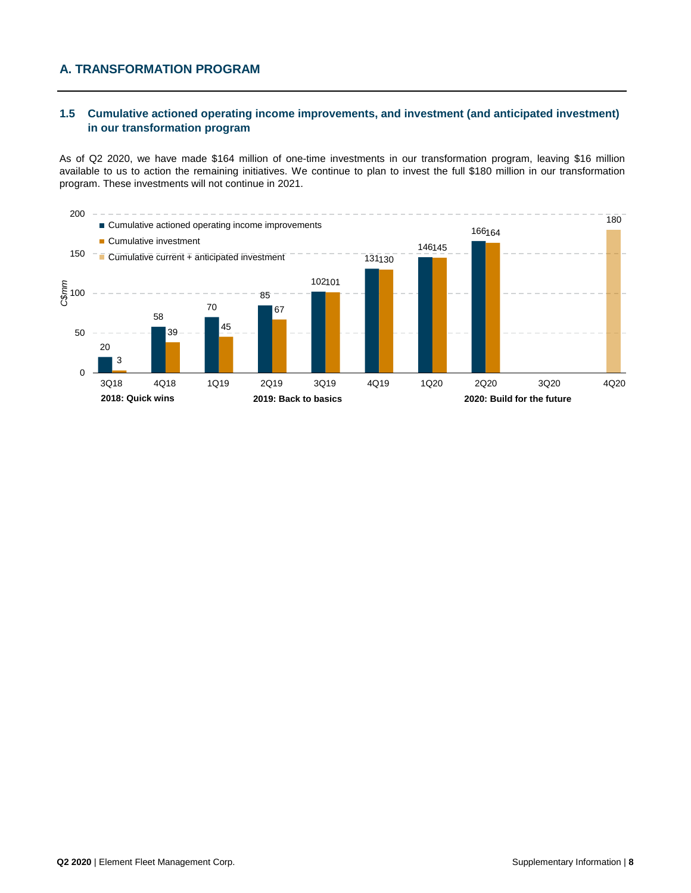## A. TRANSFORMATION PROGRAM

### 1.5 Cumulative actioned operating income improvements, and investment (and anticipated investment) in our transformation program

As of Q2 2020, we have made $164 million of one-time investments in our transformation program, leaving $16 million available to us to action the remaining initiatives. We continue to plan to invest the full $180 million in our transformation program. These investments will not continue in 2021.

| C$mm | 3Q18 | 4Q18 | 1Q19 | 2Q19 | 3Q19 | 4Q19 | 1Q20 | 2Q20 | 3Q20 | 4Q20 |
|---|---|---|---|---|---|---|---|---|---|---|
| Cumulative actioned operating income improvements | 20 | 58 | 70 | 85 | 102 | 131 | 146 | 166 | | |
| Cumulative investment | 3 | 39 | 45 | 67 | 101 | 130 | 145 | 164 | | |
| Cumulative current + anticipated investment | | | | | | | | | | 180 |

**2018: Quick wins** | **2019: Back to basics** | **2020: Build for the future**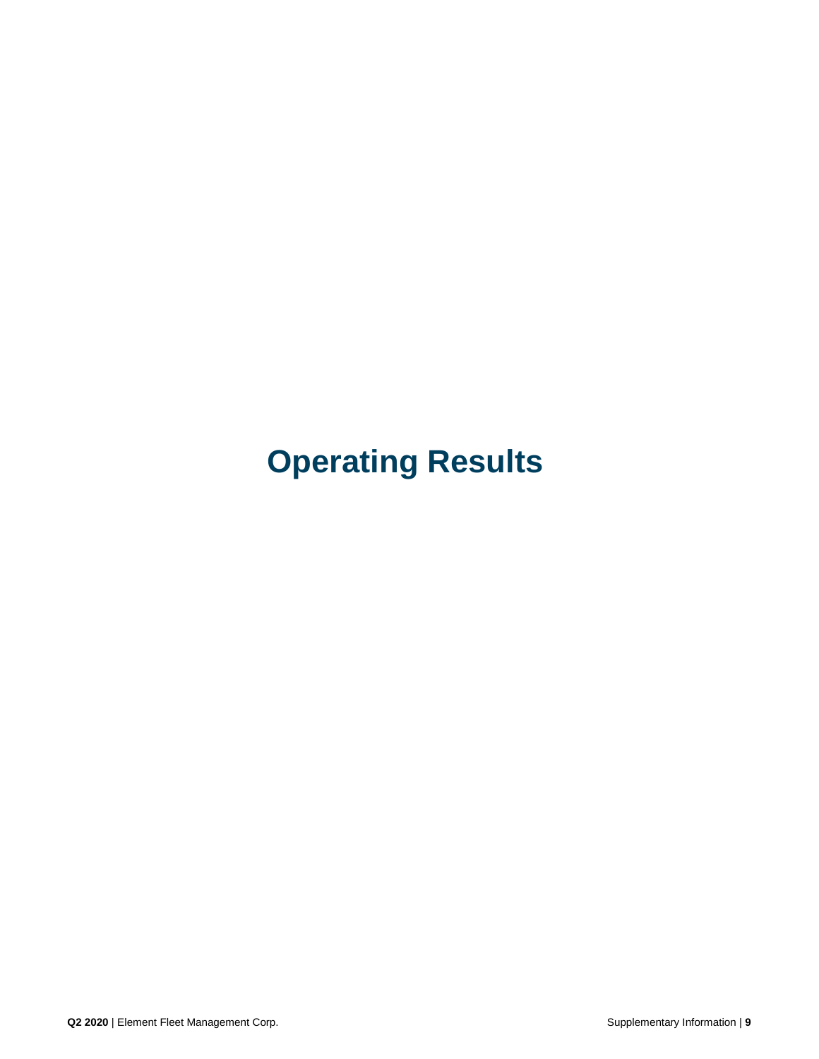# Operating Results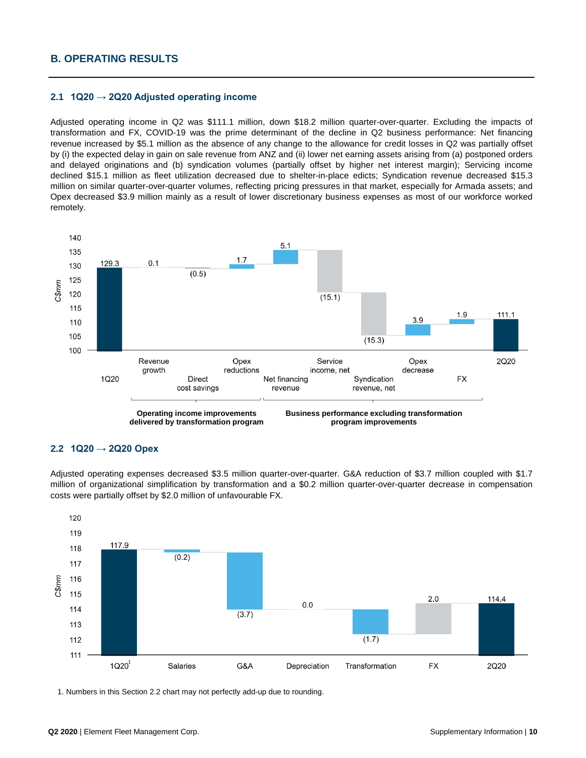# B. OPERATING RESULTS

## 2.1 1Q20 → 2Q20 Adjusted operating income

Adjusted operating income in Q2 was $111.1 million, down $18.2 million quarter-over-quarter. Excluding the impacts of transformation and FX, COVID-19 was the prime determinant of the decline in Q2 business performance: Net financing revenue increased by $5.1 million as the absence of any change to the allowance for credit losses in Q2 was partially offset by (i) the expected delay in gain on sale revenue from ANZ and (ii) lower net earning assets arising from (a) postponed orders and delayed originations and (b) syndication volumes (partially offset by higher net interest margin); Servicing income declined $15.1 million as fleet utilization decreased due to shelter-in-place edicts; Syndication revenue decreased $15.3 million on similar quarter-over-quarter volumes, reflecting pricing pressures in that market, especially for Armada assets; and Opex decreased $3.9 million mainly as a result of lower discretionary business expenses as most of our workforce worked remotely.

| C$mm | 1Q20 | Revenue growth | Direct cost savings | Opex reductions | Net financing revenue | Service income, net | Syndication revenue, net | Opex decrease | FX | 2Q20 |
|---|---|---|---|---|---|---|---|---|---|---|
| Value | 129.3 | 0.1 | (0.5) | 1.7 | 5.1 | (15.1) | (15.3) | 3.9 | 1.9 | 111.1 |

Operating income improvements delivered by transformation program: Revenue growth, Direct cost savings, Opex reductions

Business performance excluding transformation program improvements: Net financing revenue, Service income, net, Syndication revenue, net, Opex decrease, FX

## 2.2 1Q20 → 2Q20 Opex

Adjusted operating expenses decreased $3.5 million quarter-over-quarter. G&A reduction of $3.7 million coupled with $1.7 million of organizational simplification by transformation and a $0.2 million quarter-over-quarter decrease in compensation costs were partially offset by $2.0 million of unfavourable FX.

| C$mm | 1Q20[1] | Salaries | G&A | Depreciation | Transformation | FX | 2Q20 |
|---|---|---|---|---|---|---|---|
| Value | 117.9 | (0.2) | (3.7) | 0.0 | (1.7) | 2.0 | 114.4 |

1. Numbers in this Section 2.2 chart may not perfectly add-up due to rounding.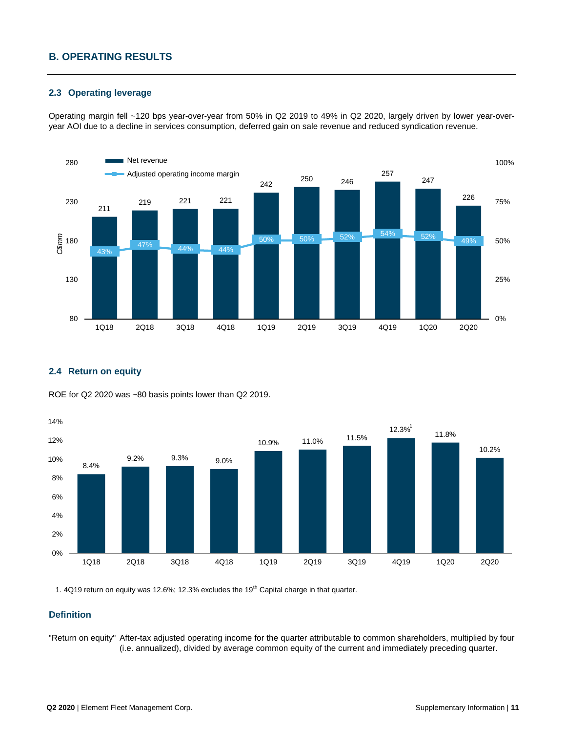## B. OPERATING RESULTS

### 2.3 Operating leverage

Operating margin fell ~120 bps year-over-year from 50% in Q2 2019 to 49% in Q2 2020, largely driven by lower year-over-year AOI due to a decline in services consumption, deferred gain on sale revenue and reduced syndication revenue.

| | 1Q18 | 2Q18 | 3Q18 | 4Q18 | 1Q19 | 2Q19 | 3Q19 | 4Q19 | 1Q20 | 2Q20 |
|---|---|---|---|---|---|---|---|---|---|---|
| Net revenue (C$mm) | 211 | 219 | 221 | 221 | 242 | 250 | 246 | 257 | 247 | 226 |
| Adjusted operating income margin | 43% | 47% | 44% | 44% | 50% | 50% | 52% | 54% | 52% | 49% |

### 2.4 Return on equity

ROE for Q2 2020 was ~80 basis points lower than Q2 2019.

| | 1Q18 | 2Q18 | 3Q18 | 4Q18 | 1Q19 | 2Q19 | 3Q19 | 4Q19 | 1Q20 | 2Q20 |
|---|---|---|---|---|---|---|---|---|---|---|
| Return on equity | 8.4% | 9.2% | 9.3% | 9.0% | 10.9% | 11.0% | 11.5% | 12.3%[1] | 11.8% | 10.2% |

1. 4Q19 return on equity was 12.6%; 12.3% excludes the 19th Capital charge in that quarter.

### Definition

"Return on equity" After-tax adjusted operating income for the quarter attributable to common shareholders, multiplied by four (i.e. annualized), divided by average common equity of the current and immediately preceding quarter.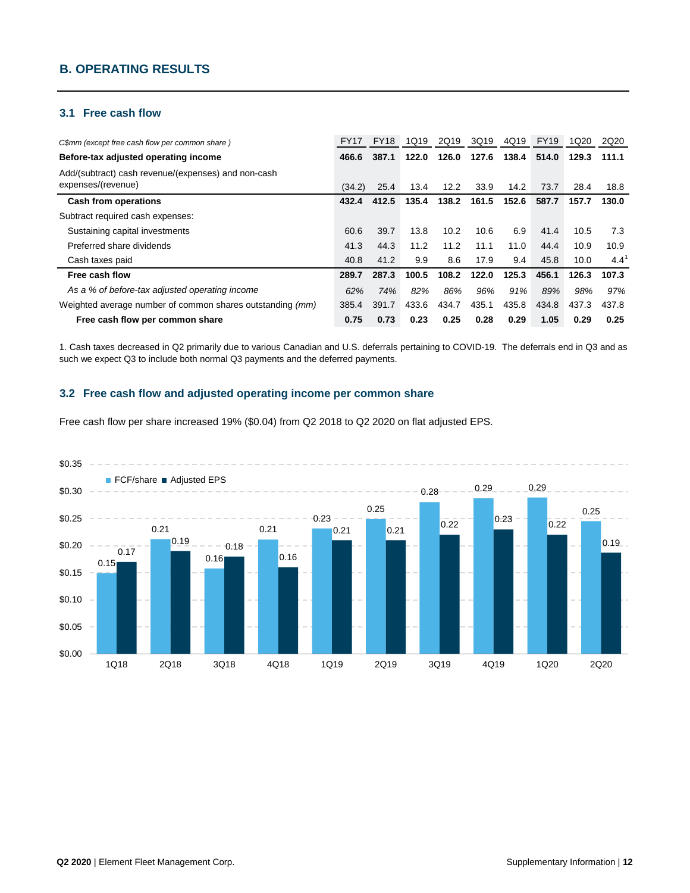## B. OPERATING RESULTS

### 3.1 Free cash flow

| *C$mm (except free cash flow per common share)* | FY17 | FY18 | 1Q19 | 2Q19 | 3Q19 | 4Q19 | FY19 | 1Q20 | 2Q20 |
|---|---|---|---|---|---|---|---|---|---|
| **Before-tax adjusted operating income** | **466.6** | **387.1** | **122.0** | **126.0** | **127.6** | **138.4** | **514.0** | **129.3** | **111.1** |
| Add/(subtract) cash revenue/(expenses) and non-cash expenses/(revenue) | (34.2) | 25.4 | 13.4 | 12.2 | 33.9 | 14.2 | 73.7 | 28.4 | 18.8 |
| **Cash from operations** | **432.4** | **412.5** | **135.4** | **138.2** | **161.5** | **152.6** | **587.7** | **157.7** | **130.0** |
| Subtract required cash expenses: | | | | | | | | | |
| Sustaining capital investments | 60.6 | 39.7 | 13.8 | 10.2 | 10.6 | 6.9 | 41.4 | 10.5 | 7.3 |
| Preferred share dividends | 41.3 | 44.3 | 11.2 | 11.2 | 11.1 | 11.0 | 44.4 | 10.9 | 10.9 |
| Cash taxes paid | 40.8 | 41.2 | 9.9 | 8.6 | 17.9 | 9.4 | 45.8 | 10.0 | 4.4[1] |
| **Free cash flow** | **289.7** | **287.3** | **100.5** | **108.2** | **122.0** | **125.3** | **456.1** | **126.3** | **107.3** |
| *As a % of before-tax adjusted operating income* | *62%* | *74%* | *82%* | *86%* | *96%* | *91%* | *89%* | *98%* | *97%* |
| Weighted average number of common shares outstanding *(mm)* | 385.4 | 391.7 | 433.6 | 434.7 | 435.1 | 435.8 | 434.8 | 437.3 | 437.8 |
| **Free cash flow per common share** | **0.75** | **0.73** | **0.23** | **0.25** | **0.28** | **0.29** | **1.05** | **0.29** | **0.25** |

1. Cash taxes decreased in Q2 primarily due to various Canadian and U.S. deferrals pertaining to COVID-19. The deferrals end in Q3 and as such we expect Q3 to include both normal Q3 payments and the deferred payments.

### 3.2 Free cash flow and adjusted operating income per common share

Free cash flow per share increased 19% ($0.04) from Q2 2018 to Q2 2020 on flat adjusted EPS.

| | 1Q18 | 2Q18 | 3Q18 | 4Q18 | 1Q19 | 2Q19 | 3Q19 | 4Q19 | 1Q20 | 2Q20 |
|---|---|---|---|---|---|---|---|---|---|---|
| FCF/share | 0.15 | 0.21 | 0.16 | 0.21 | 0.23 | 0.25 | 0.28 | 0.29 | 0.29 | 0.25 |
| Adjusted EPS | 0.17 | 0.19 | 0.18 | 0.16 | 0.21 | 0.21 | 0.22 | 0.23 | 0.22 | 0.19 |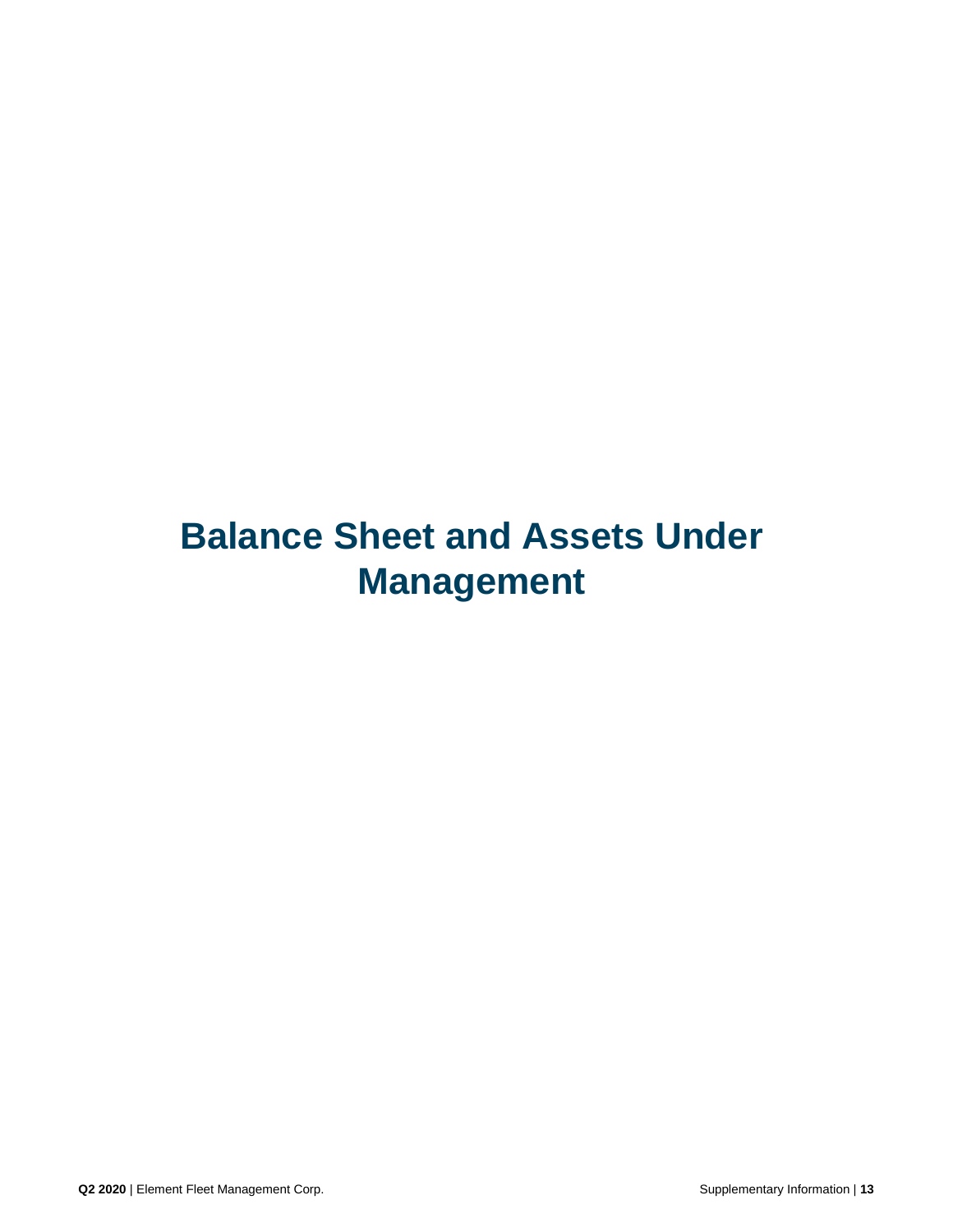# Balance Sheet and Assets Under Management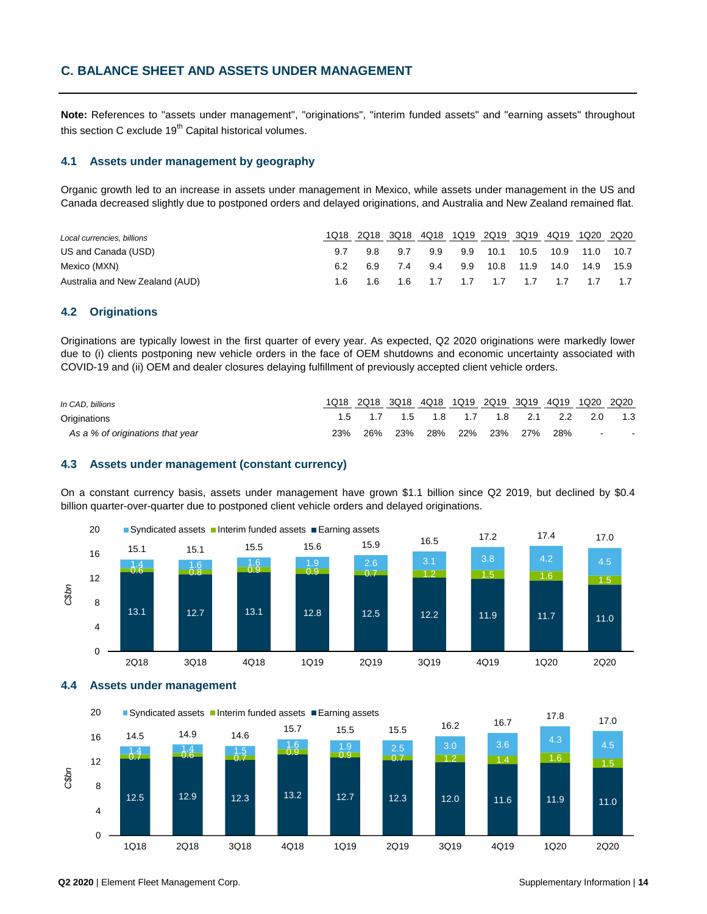## C. BALANCE SHEET AND ASSETS UNDER MANAGEMENT

**Note:** References to "assets under management", "originations", "interim funded assets" and "earning assets" throughout this section C exclude 19[th] Capital historical volumes.

### 4.1 Assets under management by geography

Organic growth led to an increase in assets under management in Mexico, while assets under management in the US and Canada decreased slightly due to postponed orders and delayed originations, and Australia and New Zealand remained flat.

| *Local currencies, billions* | 1Q18 | 2Q18 | 3Q18 | 4Q18 | 1Q19 | 2Q19 | 3Q19 | 4Q19 | 1Q20 | 2Q20 |
|---|---|---|---|---|---|---|---|---|---|---|
| US and Canada (USD) | 9.7 | 9.8 | 9.7 | 9.9 | 9.9 | 10.1 | 10.5 | 10.9 | 11.0 | 10.7 |
| Mexico (MXN) | 6.2 | 6.9 | 7.4 | 9.4 | 9.9 | 10.8 | 11.9 | 14.0 | 14.9 | 15.9 |
| Australia and New Zealand (AUD) | 1.6 | 1.6 | 1.6 | 1.7 | 1.7 | 1.7 | 1.7 | 1.7 | 1.7 | 1.7 |

### 4.2 Originations

Originations are typically lowest in the first quarter of every year. As expected, Q2 2020 originations were markedly lower due to (i) clients postponing new vehicle orders in the face of OEM shutdowns and economic uncertainty associated with COVID-19 and (ii) OEM and dealer closures delaying fulfillment of previously accepted client vehicle orders.

| *In CAD, billions* | 1Q18 | 2Q18 | 3Q18 | 4Q18 | 1Q19 | 2Q19 | 3Q19 | 4Q19 | 1Q20 | 2Q20 |
|---|---|---|---|---|---|---|---|---|---|---|
| Originations | 1.5 | 1.7 | 1.5 | 1.8 | 1.7 | 1.8 | 2.1 | 2.2 | 2.0 | 1.3 |
| *As a % of originations that year* | 23% | 26% | 23% | 28% | 22% | 23% | 27% | 28% | - | - |

### 4.3 Assets under management (constant currency)

On a constant currency basis, assets under management have grown $1.1 billion since Q2 2019, but declined by $0.4 billion quarter-over-quarter due to postponed client vehicle orders and delayed originations.

| C$bn | 2Q18 | 3Q18 | 4Q18 | 1Q19 | 2Q19 | 3Q19 | 4Q19 | 1Q20 | 2Q20 |
|---|---|---|---|---|---|---|---|---|---|
| Syndicated assets | 1.4 | 1.6 | 1.6 | 1.9 | 2.6 | 3.1 | 3.8 | 4.2 | 4.5 |
| Interim funded assets | 0.6 | 0.8 | 0.9 | 0.9 | 0.7 | 1.2 | 1.5 | 1.6 | 1.5 |
| Earning assets | 13.1 | 12.7 | 13.1 | 12.8 | 12.5 | 12.2 | 11.9 | 11.7 | 11.0 |
| Total | 15.1 | 15.1 | 15.5 | 15.6 | 15.9 | 16.5 | 17.2 | 17.4 | 17.0 |

### 4.4 Assets under management

| C$bn | 1Q18 | 2Q18 | 3Q18 | 4Q18 | 1Q19 | 2Q19 | 3Q19 | 4Q19 | 1Q20 | 2Q20 |
|---|---|---|---|---|---|---|---|---|---|---|
| Syndicated assets | 1.4 | 1.4 | 1.5 | 1.6 | 1.9 | 2.5 | 3.0 | 3.6 | 4.3 | 4.5 |
| Interim funded assets | 0.7 | 0.6 | 0.7 | 0.9 | 0.9 | 0.7 | 1.2 | 1.4 | 1.6 | 1.5 |
| Earning assets | 12.5 | 12.9 | 12.3 | 13.2 | 12.7 | 12.3 | 12.0 | 11.6 | 11.9 | 11.0 |
| Total | 14.5 | 14.9 | 14.6 | 15.7 | 15.5 | 15.5 | 16.2 | 16.7 | 17.8 | 17.0 |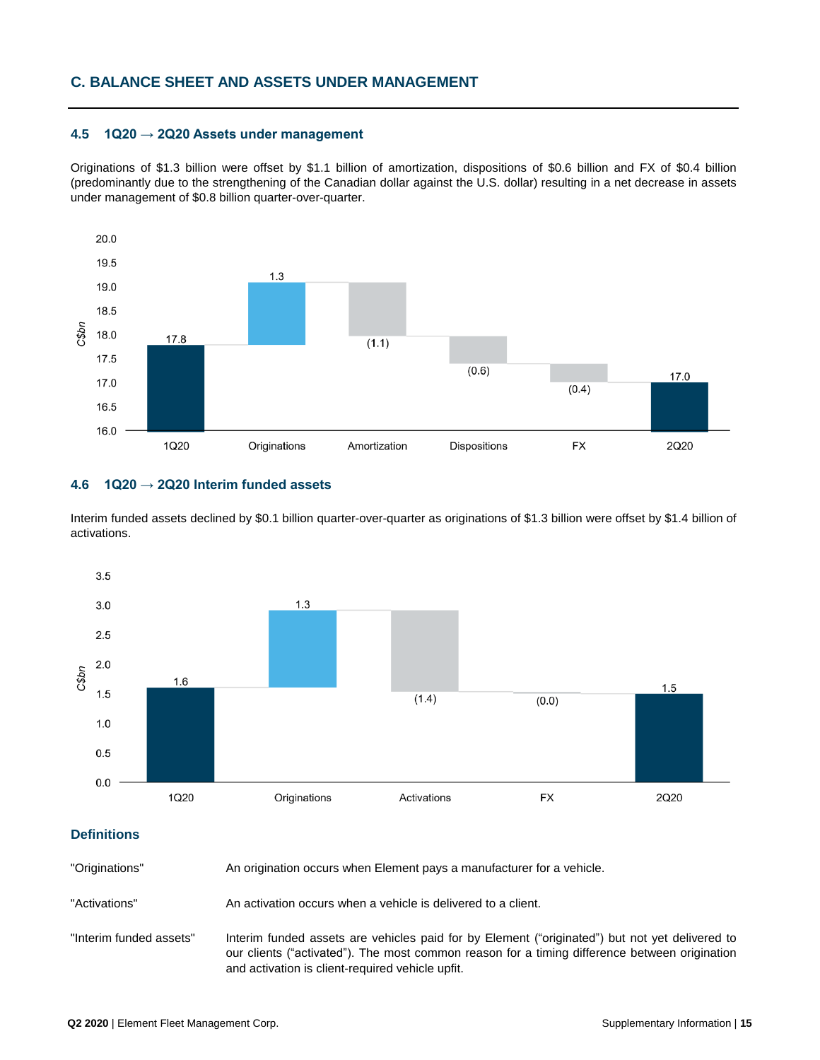## C. BALANCE SHEET AND ASSETS UNDER MANAGEMENT

### 4.5 1Q20 → 2Q20 Assets under management

Originations of $1.3 billion were offset by $1.1 billion of amortization, dispositions of $0.6 billion and FX of $0.4 billion (predominantly due to the strengthening of the Canadian dollar against the U.S. dollar) resulting in a net decrease in assets under management of $0.8 billion quarter-over-quarter.

| C$bn | 1Q20 | Originations | Amortization | Dispositions | FX | 2Q20 |
|---|---|---|---|---|---|---|
| Value | 17.8 | 1.3 | (1.1) | (0.6) | (0.4) | 17.0 |

### 4.6 1Q20 → 2Q20 Interim funded assets

Interim funded assets declined by $0.1 billion quarter-over-quarter as originations of $1.3 billion were offset by $1.4 billion of activations.

| C$bn | 1Q20 | Originations | Activations | FX | 2Q20 |
|---|---|---|---|---|---|
| Value | 1.6 | 1.3 | (1.4) | (0.0) | 1.5 |

### Definitions

| | |
|---|---|
| "Originations" | An origination occurs when Element pays a manufacturer for a vehicle. |
| "Activations" | An activation occurs when a vehicle is delivered to a client. |
| "Interim funded assets" | Interim funded assets are vehicles paid for by Element ("originated") but not yet delivered to our clients ("activated"). The most common reason for a timing difference between origination and activation is client-required vehicle upfit. |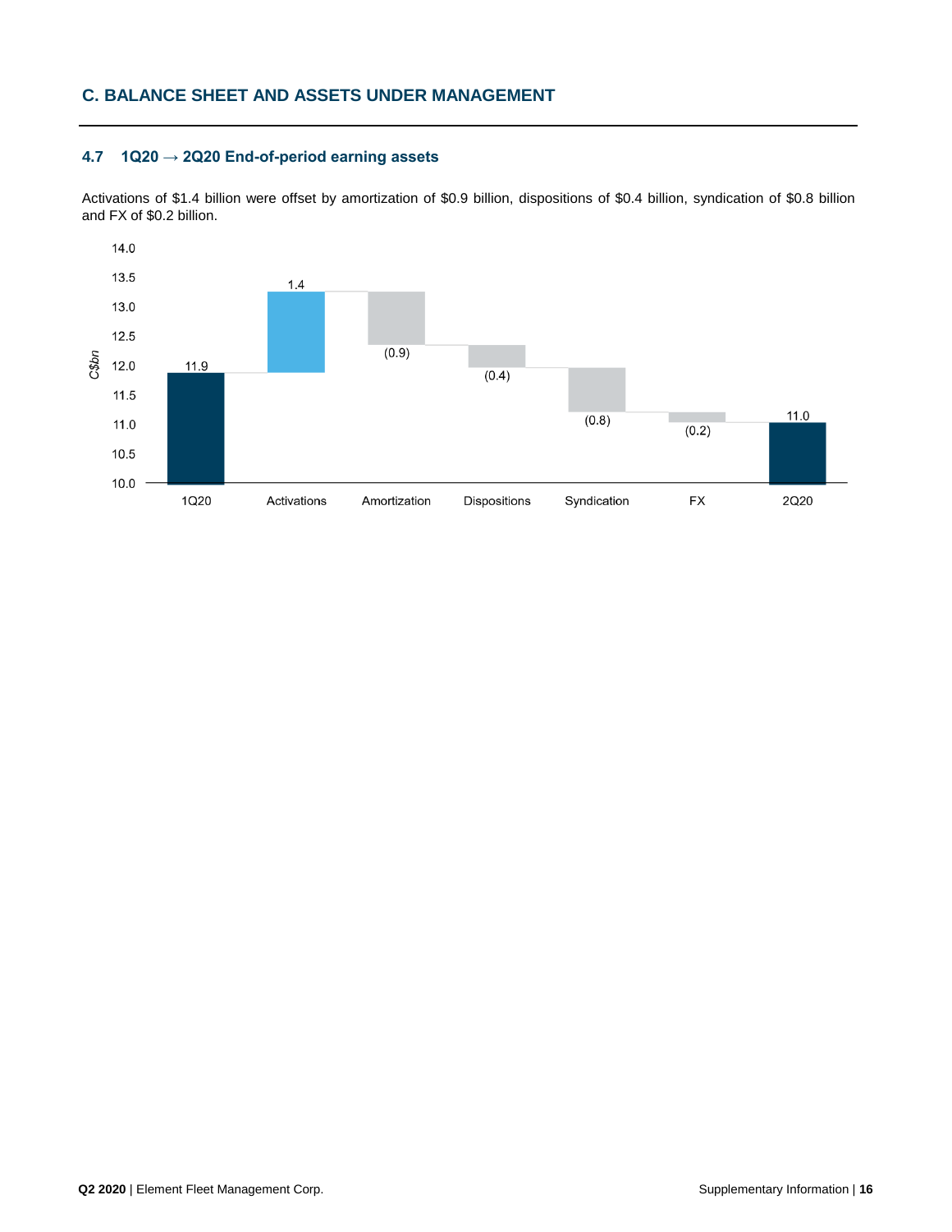## C. BALANCE SHEET AND ASSETS UNDER MANAGEMENT

### 4.7 1Q20 → 2Q20 End-of-period earning assets

Activations of $1.4 billion were offset by amortization of $0.9 billion, dispositions of $0.4 billion, syndication of $0.8 billion and FX of $0.2 billion.

| C$bn | 1Q20 | Activations | Amortization | Dispositions | Syndication | FX | 2Q20 |
|---|---|---|---|---|---|---|---|
| | 11.9 | 1.4 | (0.9) | (0.4) | (0.8) | (0.2) | 11.0 |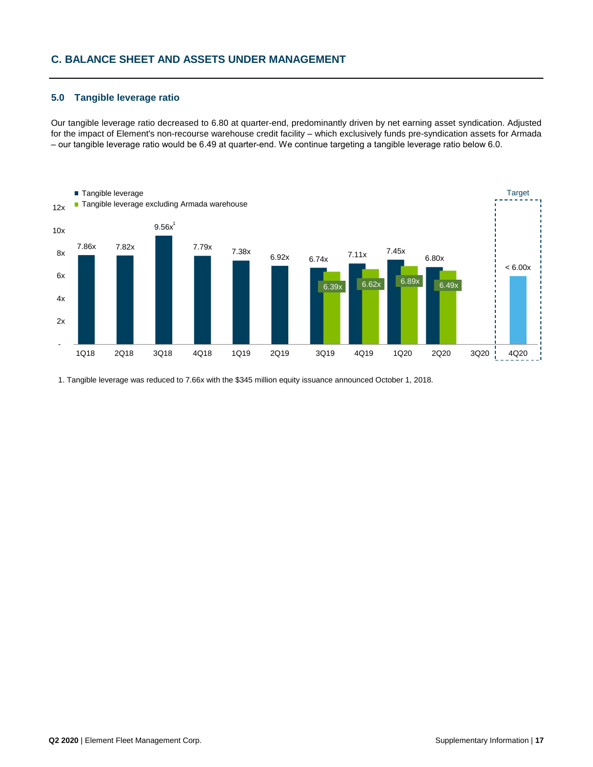## C. BALANCE SHEET AND ASSETS UNDER MANAGEMENT

### 5.0 Tangible leverage ratio

Our tangible leverage ratio decreased to 6.80 at quarter-end, predominantly driven by net earning asset syndication. Adjusted for the impact of Element's non-recourse warehouse credit facility – which exclusively funds pre-syndication assets for Armada – our tangible leverage ratio would be 6.49 at quarter-end. We continue targeting a tangible leverage ratio below 6.0.

| Quarter | Tangible leverage | Tangible leverage excluding Armada warehouse |
|---|---|---|
| 1Q18 | 7.86x | |
| 2Q18 | 7.82x | |
| 3Q18 | 9.56x[1] | |
| 4Q18 | 7.79x | |
| 1Q19 | 7.38x | |
| 2Q19 | 6.92x | |
| 3Q19 | 6.74x | 6.39x |
| 4Q19 | 7.11x | 6.62x |
| 1Q20 | 7.45x | 6.89x |
| 2Q20 | 6.80x | 6.49x |
| 3Q20 | | |
| 4Q20 (Target) | < 6.00x | |

1. Tangible leverage was reduced to 7.66x with the $345 million equity issuance announced October 1, 2018.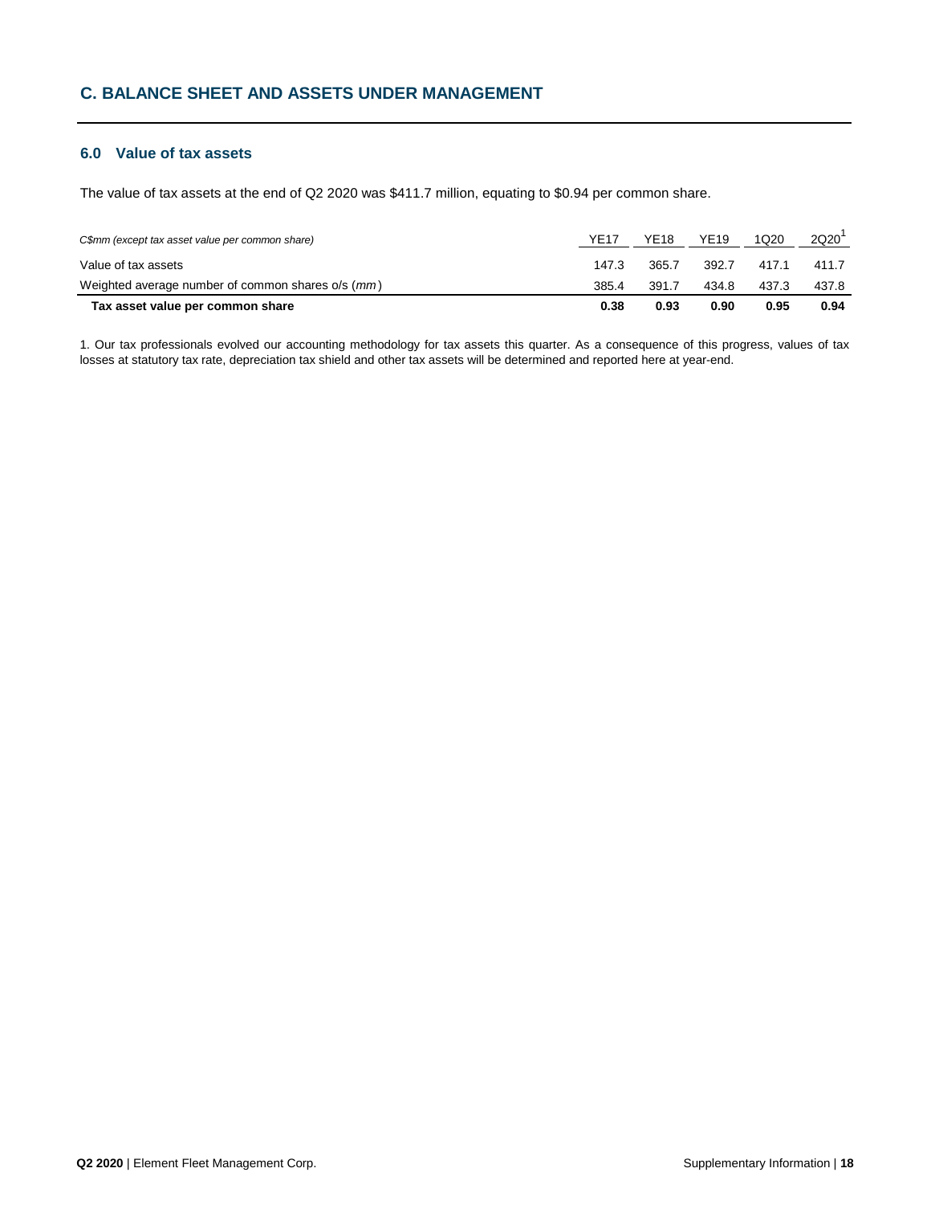## C. BALANCE SHEET AND ASSETS UNDER MANAGEMENT

### 6.0 Value of tax assets

The value of tax assets at the end of Q2 2020 was $411.7 million, equating to $0.94 per common share.

| *C$mm (except tax asset value per common share)* | YE17 | YE18 | YE19 | 1Q20 | 2Q20[1] |
|---|---|---|---|---|---|
| Value of tax assets | 147.3 | 365.7 | 392.7 | 417.1 | 411.7 |
| Weighted average number of common shares o/s (*mm*) | 385.4 | 391.7 | 434.8 | 437.3 | 437.8 |
| **Tax asset value per common share** | **0.38** | **0.93** | **0.90** | **0.95** | **0.94** |

1. Our tax professionals evolved our accounting methodology for tax assets this quarter. As a consequence of this progress, values of tax losses at statutory tax rate, depreciation tax shield and other tax assets will be determined and reported here at year-end.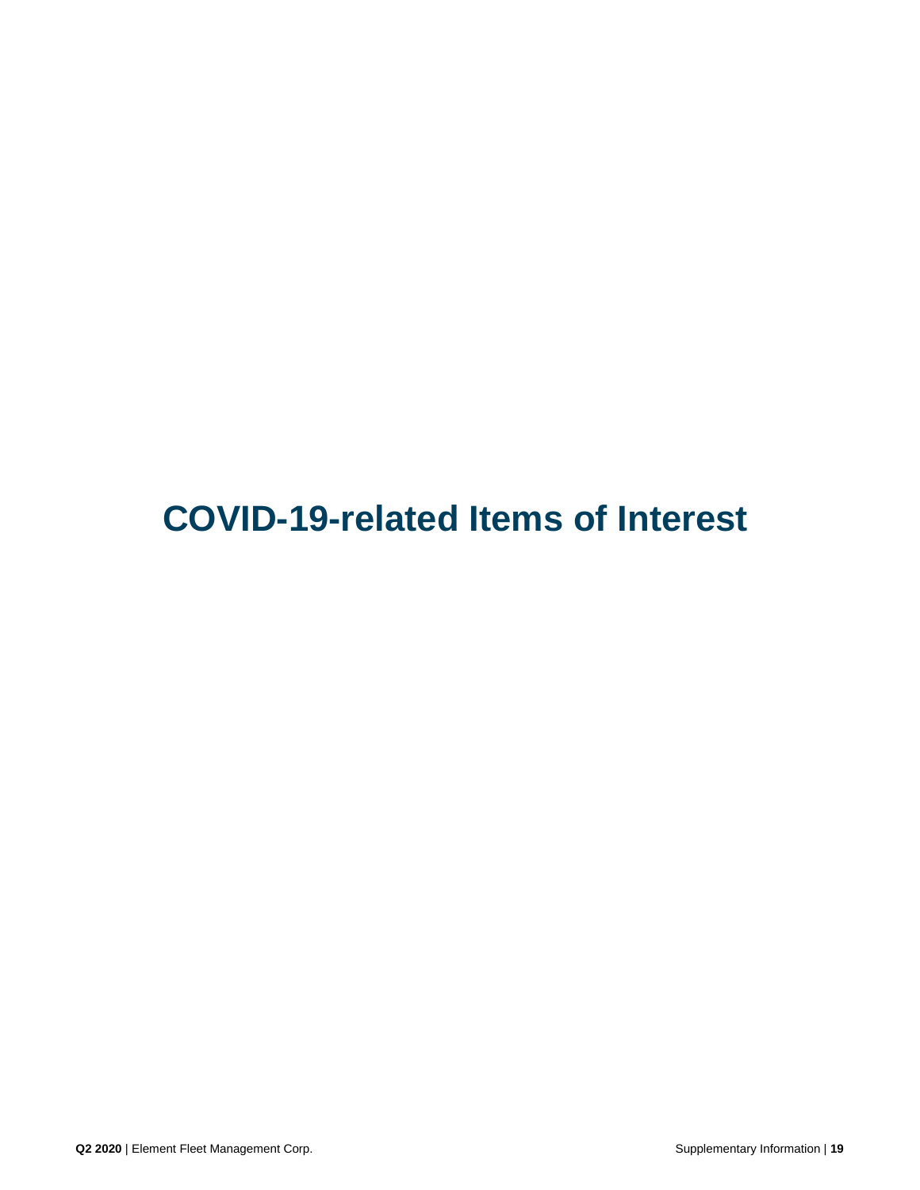# COVID-19-related Items of Interest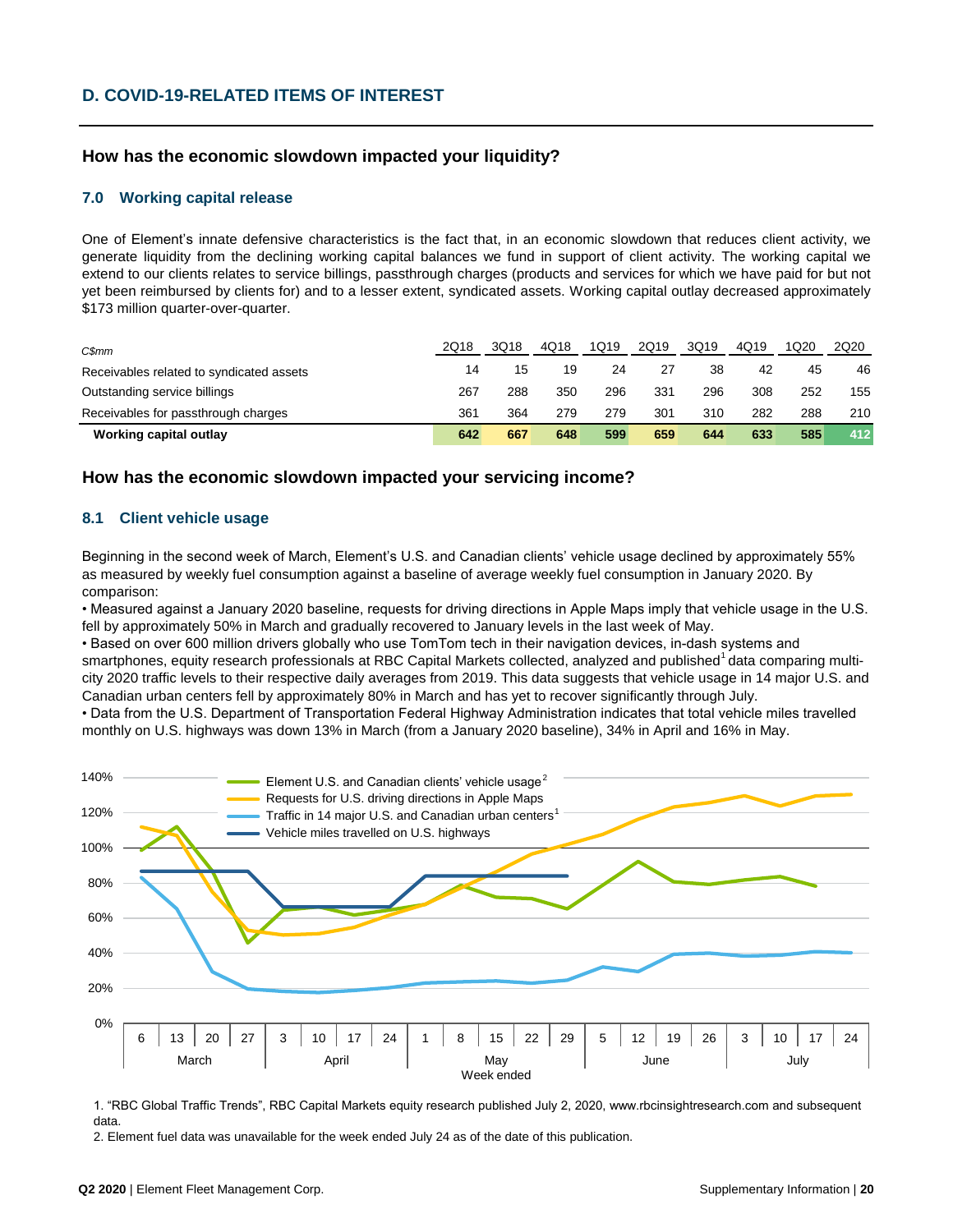## D. COVID-19-RELATED ITEMS OF INTEREST

### How has the economic slowdown impacted your liquidity?

#### 7.0 Working capital release

One of Element's innate defensive characteristics is the fact that, in an economic slowdown that reduces client activity, we generate liquidity from the declining working capital balances we fund in support of client activity. The working capital we extend to our clients relates to service billings, passthrough charges (products and services for which we have paid for but not yet been reimbursed by clients for) and to a lesser extent, syndicated assets. Working capital outlay decreased approximately $173 million quarter-over-quarter.

| *C$mm* | 2Q18 | 3Q18 | 4Q18 | 1Q19 | 2Q19 | 3Q19 | 4Q19 | 1Q20 | 2Q20 |
|---|---|---|---|---|---|---|---|---|---|
| Receivables related to syndicated assets | 14 | 15 | 19 | 24 | 27 | 38 | 42 | 45 | 46 |
| Outstanding service billings | 267 | 288 | 350 | 296 | 331 | 296 | 308 | 252 | 155 |
| Receivables for passthrough charges | 361 | 364 | 279 | 279 | 301 | 310 | 282 | 288 | 210 |
| **Working capital outlay** | **642** | **667** | **648** | **599** | **659** | **644** | **633** | **585** | **412** |

### How has the economic slowdown impacted your servicing income?

#### 8.1 Client vehicle usage

Beginning in the second week of March, Element's U.S. and Canadian clients' vehicle usage declined by approximately 55% as measured by weekly fuel consumption against a baseline of average weekly fuel consumption in January 2020. By comparison:

- Measured against a January 2020 baseline, requests for driving directions in Apple Maps imply that vehicle usage in the U.S. fell by approximately 50% in March and gradually recovered to January levels in the last week of May.
- Based on over 600 million drivers globally who use TomTom tech in their navigation devices, in-dash systems and smartphones, equity research professionals at RBC Capital Markets collected, analyzed and published[1] data comparing multi-city 2020 traffic levels to their respective daily averages from 2019. This data suggests that vehicle usage in 14 major U.S. and Canadian urban centers fell by approximately 80% in March and has yet to recover significantly through July.
- Data from the U.S. Department of Transportation Federal Highway Administration indicates that total vehicle miles travelled monthly on U.S. highways was down 13% in March (from a January 2020 baseline), 34% in April and 16% in May.

1. "RBC Global Traffic Trends", RBC Capital Markets equity research published July 2, 2020, www.rbcinsightresearch.com and subsequent data.
2. Element fuel data was unavailable for the week ended July 24 as of the date of this publication.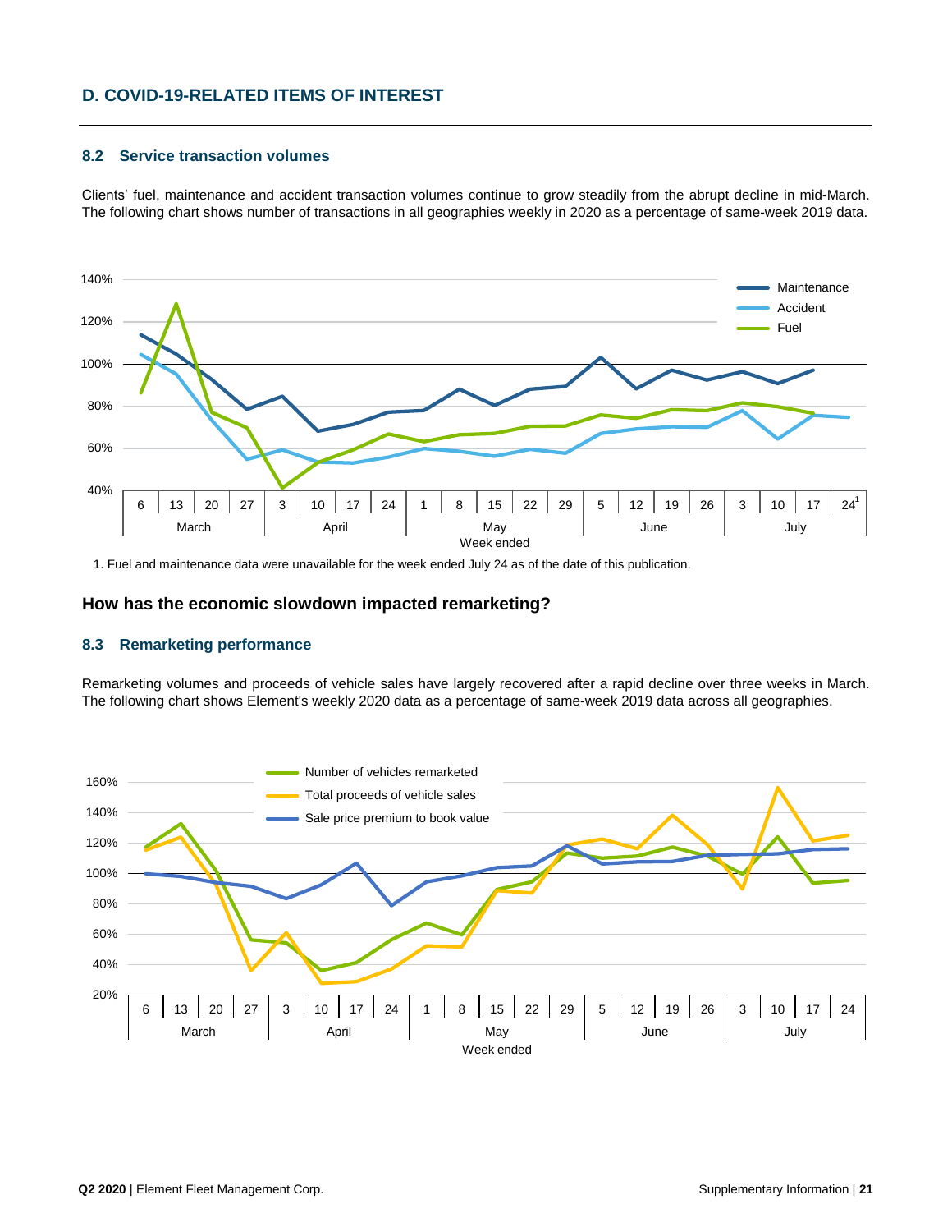## D. COVID-19-RELATED ITEMS OF INTEREST

### 8.2 Service transaction volumes

Clients' fuel, maintenance and accident transaction volumes continue to grow steadily from the abrupt decline in mid-March. The following chart shows number of transactions in all geographies weekly in 2020 as a percentage of same-week 2019 data.

1. Fuel and maintenance data were unavailable for the week ended July 24 as of the date of this publication.

## How has the economic slowdown impacted remarketing?

### 8.3 Remarketing performance

Remarketing volumes and proceeds of vehicle sales have largely recovered after a rapid decline over three weeks in March. The following chart shows Element's weekly 2020 data as a percentage of same-week 2019 data across all geographies.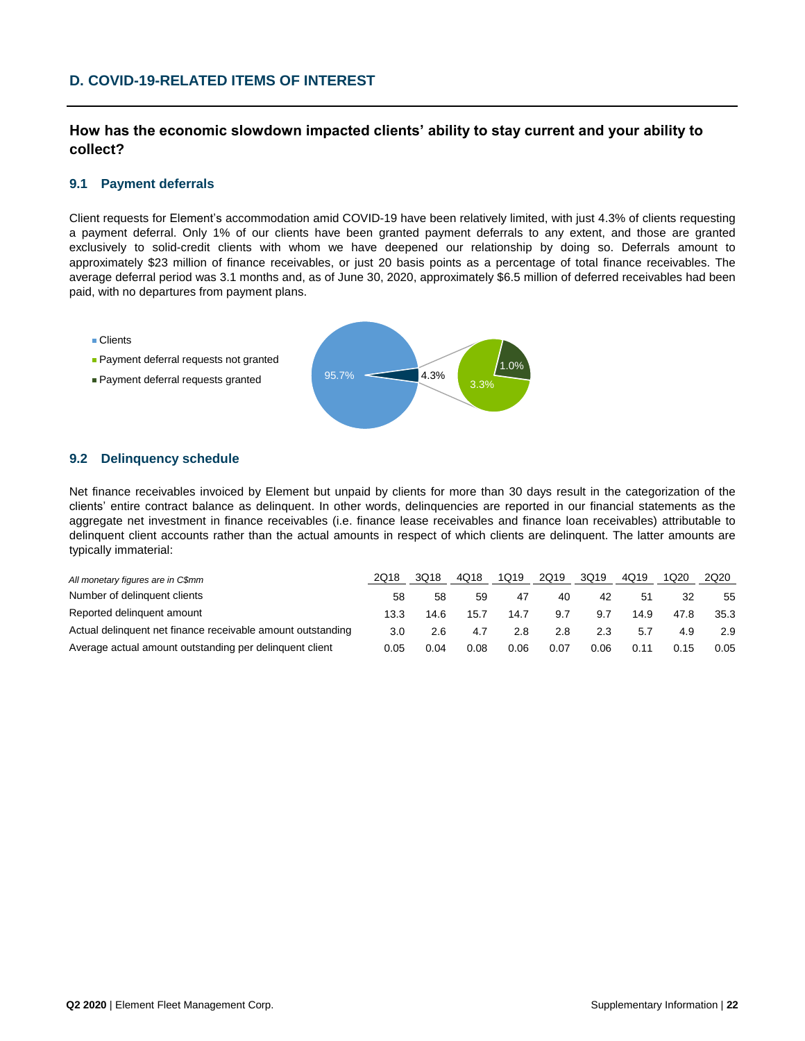## D. COVID-19-RELATED ITEMS OF INTEREST

### How has the economic slowdown impacted clients' ability to stay current and your ability to collect?

#### 9.1 Payment deferrals

Client requests for Element's accommodation amid COVID-19 have been relatively limited, with just 4.3% of clients requesting a payment deferral. Only 1% of our clients have been granted payment deferrals to any extent, and those are granted exclusively to solid-credit clients with whom we have deepened our relationship by doing so. Deferrals amount to approximately $23 million of finance receivables, or just 20 basis points as a percentage of total finance receivables. The average deferral period was 3.1 months and, as of June 30, 2020, approximately $6.5 million of deferred receivables had been paid, with no departures from payment plans.

- Clients
- Payment deferral requests not granted
- Payment deferral requests granted

95.7% | 4.3% | 3.3% | 1.0%

#### 9.2 Delinquency schedule

Net finance receivables invoiced by Element but unpaid by clients for more than 30 days result in the categorization of the clients' entire contract balance as delinquent. In other words, delinquencies are reported in our financial statements as the aggregate net investment in finance receivables (i.e. finance lease receivables and finance loan receivables) attributable to delinquent client accounts rather than the actual amounts in respect of which clients are delinquent. The latter amounts are typically immaterial:

| *All monetary figures are in C$mm* | 2Q18 | 3Q18 | 4Q18 | 1Q19 | 2Q19 | 3Q19 | 4Q19 | 1Q20 | 2Q20 |
|---|---|---|---|---|---|---|---|---|---|
| Number of delinquent clients | 58 | 58 | 59 | 47 | 40 | 42 | 51 | 32 | 55 |
| Reported delinquent amount | 13.3 | 14.6 | 15.7 | 14.7 | 9.7 | 9.7 | 14.9 | 47.8 | 35.3 |
| Actual delinquent net finance receivable amount outstanding | 3.0 | 2.6 | 4.7 | 2.8 | 2.8 | 2.3 | 5.7 | 4.9 | 2.9 |
| Average actual amount outstanding per delinquent client | 0.05 | 0.04 | 0.08 | 0.06 | 0.07 | 0.06 | 0.11 | 0.15 | 0.05 |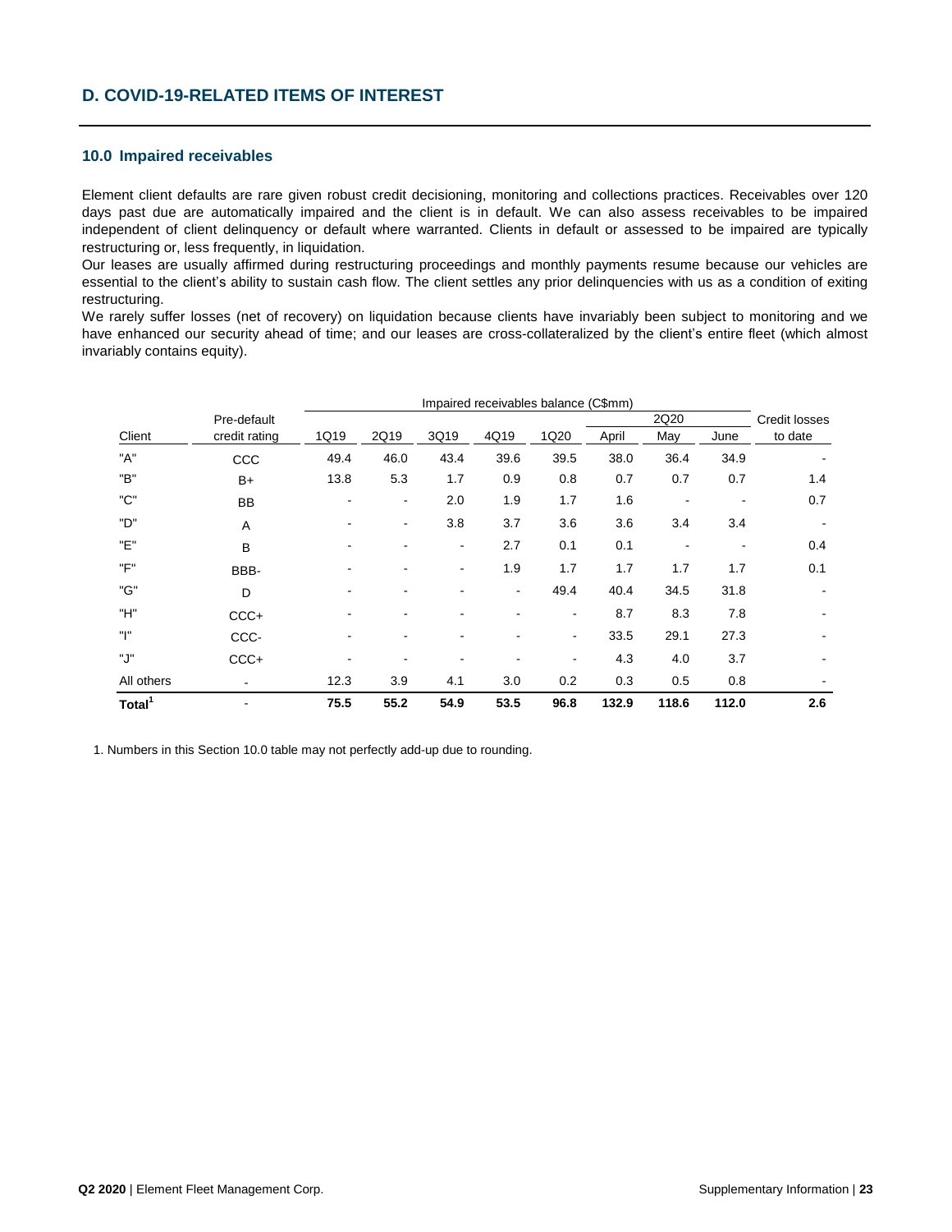## D. COVID-19-RELATED ITEMS OF INTEREST

### 10.0 Impaired receivables

Element client defaults are rare given robust credit decisioning, monitoring and collections practices. Receivables over 120 days past due are automatically impaired and the client is in default. We can also assess receivables to be impaired independent of client delinquency or default where warranted. Clients in default or assessed to be impaired are typically restructuring or, less frequently, in liquidation.

Our leases are usually affirmed during restructuring proceedings and monthly payments resume because our vehicles are essential to the client's ability to sustain cash flow. The client settles any prior delinquencies with us as a condition of exiting restructuring.

We rarely suffer losses (net of recovery) on liquidation because clients have invariably been subject to monitoring and we have enhanced our security ahead of time; and our leases are cross-collateralized by the client's entire fleet (which almost invariably contains equity).

| | | Impaired receivables balance (C$mm) | | | | | | | | |
|---|---|---|---|---|---|---|---|---|---|---|
| | Pre-default | | | | | | 2Q20 | | | Credit losses |
| Client | credit rating | 1Q19 | 2Q19 | 3Q19 | 4Q19 | 1Q20 | April | May | June | to date |
| "A" | CCC | 49.4 | 46.0 | 43.4 | 39.6 | 39.5 | 38.0 | 36.4 | 34.9 | - |
| "B" | B+ | 13.8 | 5.3 | 1.7 | 0.9 | 0.8 | 0.7 | 0.7 | 0.7 | 1.4 |
| "C" | BB | - | - | 2.0 | 1.9 | 1.7 | 1.6 | - | - | 0.7 |
| "D" | A | - | - | 3.8 | 3.7 | 3.6 | 3.6 | 3.4 | 3.4 | - |
| "E" | B | - | - | - | 2.7 | 0.1 | 0.1 | - | - | 0.4 |
| "F" | BBB- | - | - | - | 1.9 | 1.7 | 1.7 | 1.7 | 1.7 | 0.1 |
| "G" | D | - | - | - | - | 49.4 | 40.4 | 34.5 | 31.8 | - |
| "H" | CCC+ | - | - | - | - | - | 8.7 | 8.3 | 7.8 | - |
| "I" | CCC- | - | - | - | - | - | 33.5 | 29.1 | 27.3 | - |
| "J" | CCC+ | - | - | - | - | - | 4.3 | 4.0 | 3.7 | - |
| All others | - | 12.3 | 3.9 | 4.1 | 3.0 | 0.2 | 0.3 | 0.5 | 0.8 | - |
| **Total[1]** | - | **75.5** | **55.2** | **54.9** | **53.5** | **96.8** | **132.9** | **118.6** | **112.0** | **2.6** |

1. Numbers in this Section 10.0 table may not perfectly add-up due to rounding.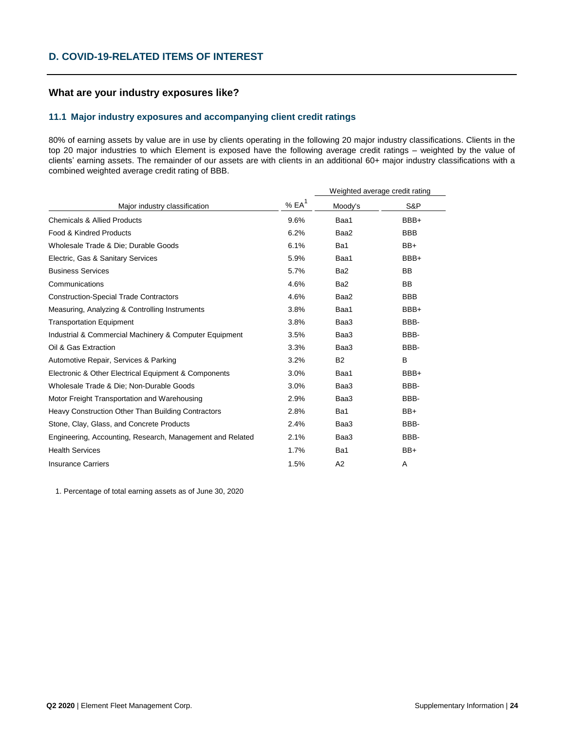## D. COVID-19-RELATED ITEMS OF INTEREST

### What are your industry exposures like?

#### 11.1 Major industry exposures and accompanying client credit ratings

80% of earning assets by value are in use by clients operating in the following 20 major industry classifications. Clients in the top 20 major industries to which Element is exposed have the following average credit ratings – weighted by the value of clients' earning assets. The remainder of our assets are with clients in an additional 60+ major industry classifications with a combined weighted average credit rating of BBB.

| | | Weighted average credit rating | |
|---|---|---|---|
| Major industry classification | % EA[1] | Moody's | S&P |
| Chemicals & Allied Products | 9.6% | Baa1 | BBB+ |
| Food & Kindred Products | 6.2% | Baa2 | BBB |
| Wholesale Trade & Die; Durable Goods | 6.1% | Ba1 | BB+ |
| Electric, Gas & Sanitary Services | 5.9% | Baa1 | BBB+ |
| Business Services | 5.7% | Ba2 | BB |
| Communications | 4.6% | Ba2 | BB |
| Construction-Special Trade Contractors | 4.6% | Baa2 | BBB |
| Measuring, Analyzing & Controlling Instruments | 3.8% | Baa1 | BBB+ |
| Transportation Equipment | 3.8% | Baa3 | BBB- |
| Industrial & Commercial Machinery & Computer Equipment | 3.5% | Baa3 | BBB- |
| Oil & Gas Extraction | 3.3% | Baa3 | BBB- |
| Automotive Repair, Services & Parking | 3.2% | B2 | B |
| Electronic & Other Electrical Equipment & Components | 3.0% | Baa1 | BBB+ |
| Wholesale Trade & Die; Non-Durable Goods | 3.0% | Baa3 | BBB- |
| Motor Freight Transportation and Warehousing | 2.9% | Baa3 | BBB- |
| Heavy Construction Other Than Building Contractors | 2.8% | Ba1 | BB+ |
| Stone, Clay, Glass, and Concrete Products | 2.4% | Baa3 | BBB- |
| Engineering, Accounting, Research, Management and Related | 2.1% | Baa3 | BBB- |
| Health Services | 1.7% | Ba1 | BB+ |
| Insurance Carriers | 1.5% | A2 | A |

1. Percentage of total earning assets as of June 30, 2020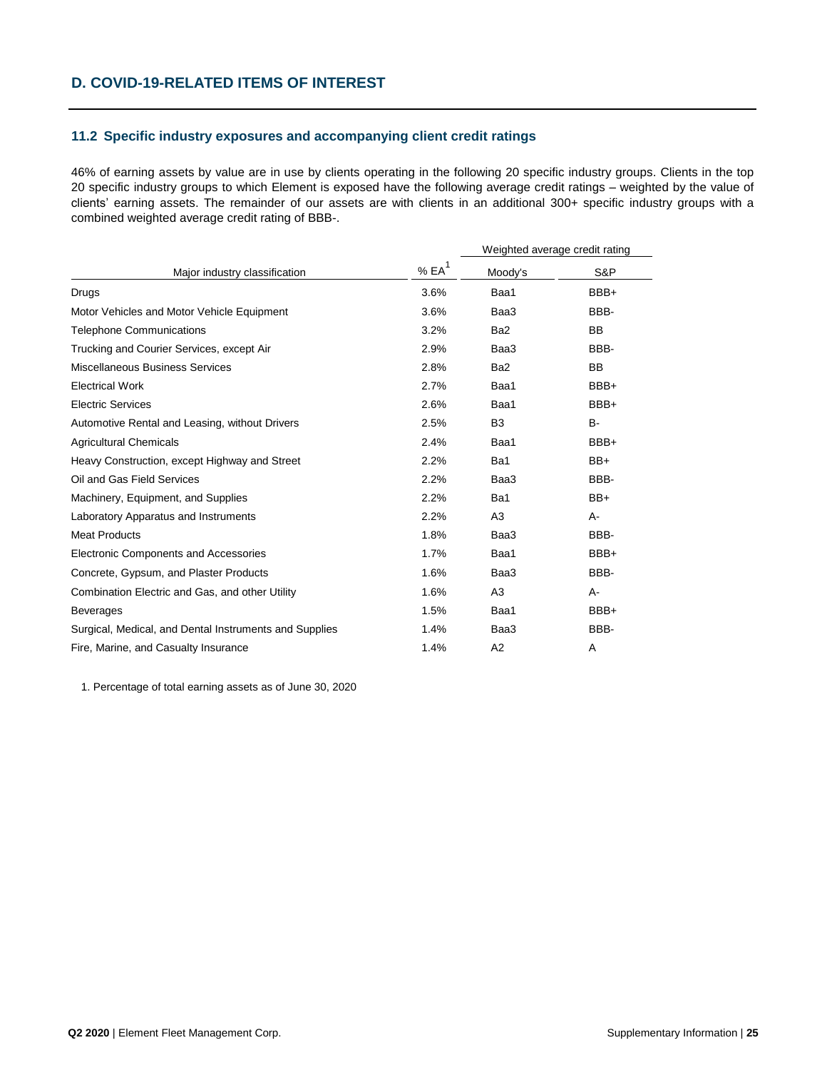## D. COVID-19-RELATED ITEMS OF INTEREST

### 11.2 Specific industry exposures and accompanying client credit ratings

46% of earning assets by value are in use by clients operating in the following 20 specific industry groups. Clients in the top 20 specific industry groups to which Element is exposed have the following average credit ratings – weighted by the value of clients' earning assets. The remainder of our assets are with clients in an additional 300+ specific industry groups with a combined weighted average credit rating of BBB-.

| | | Weighted average credit rating | |
|---|---|---|---|
| Major industry classification | % EA[1] | Moody's | S&P |
| Drugs | 3.6% | Baa1 | BBB+ |
| Motor Vehicles and Motor Vehicle Equipment | 3.6% | Baa3 | BBB- |
| Telephone Communications | 3.2% | Ba2 | BB |
| Trucking and Courier Services, except Air | 2.9% | Baa3 | BBB- |
| Miscellaneous Business Services | 2.8% | Ba2 | BB |
| Electrical Work | 2.7% | Baa1 | BBB+ |
| Electric Services | 2.6% | Baa1 | BBB+ |
| Automotive Rental and Leasing, without Drivers | 2.5% | B3 | B- |
| Agricultural Chemicals | 2.4% | Baa1 | BBB+ |
| Heavy Construction, except Highway and Street | 2.2% | Ba1 | BB+ |
| Oil and Gas Field Services | 2.2% | Baa3 | BBB- |
| Machinery, Equipment, and Supplies | 2.2% | Ba1 | BB+ |
| Laboratory Apparatus and Instruments | 2.2% | A3 | A- |
| Meat Products | 1.8% | Baa3 | BBB- |
| Electronic Components and Accessories | 1.7% | Baa1 | BBB+ |
| Concrete, Gypsum, and Plaster Products | 1.6% | Baa3 | BBB- |
| Combination Electric and Gas, and other Utility | 1.6% | A3 | A- |
| Beverages | 1.5% | Baa1 | BBB+ |
| Surgical, Medical, and Dental Instruments and Supplies | 1.4% | Baa3 | BBB- |
| Fire, Marine, and Casualty Insurance | 1.4% | A2 | A |

1. Percentage of total earning assets as of June 30, 2020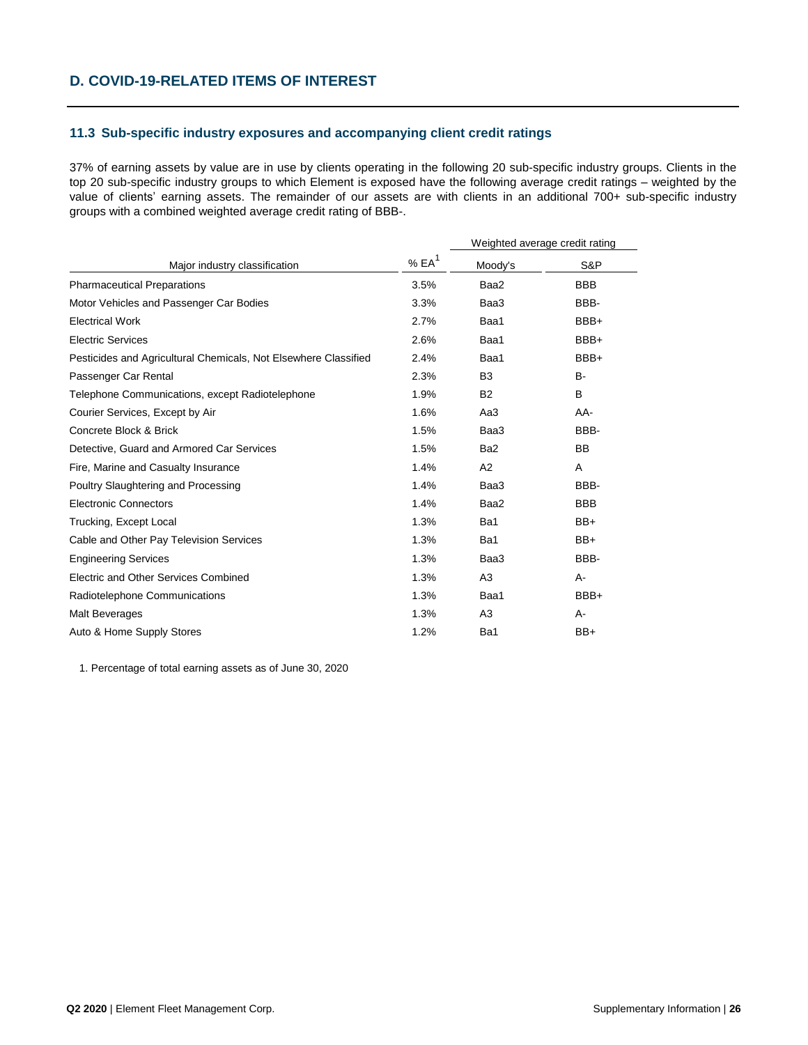## D. COVID-19-RELATED ITEMS OF INTEREST

### 11.3 Sub-specific industry exposures and accompanying client credit ratings

37% of earning assets by value are in use by clients operating in the following 20 sub-specific industry groups. Clients in the top 20 sub-specific industry groups to which Element is exposed have the following average credit ratings – weighted by the value of clients' earning assets. The remainder of our assets are with clients in an additional 700+ sub-specific industry groups with a combined weighted average credit rating of BBB-.

| | | Weighted average credit rating | |
|---|---|---|---|
| Major industry classification | % EA[1] | Moody's | S&P |
| Pharmaceutical Preparations | 3.5% | Baa2 | BBB |
| Motor Vehicles and Passenger Car Bodies | 3.3% | Baa3 | BBB- |
| Electrical Work | 2.7% | Baa1 | BBB+ |
| Electric Services | 2.6% | Baa1 | BBB+ |
| Pesticides and Agricultural Chemicals, Not Elsewhere Classified | 2.4% | Baa1 | BBB+ |
| Passenger Car Rental | 2.3% | B3 | B- |
| Telephone Communications, except Radiotelephone | 1.9% | B2 | B |
| Courier Services, Except by Air | 1.6% | Aa3 | AA- |
| Concrete Block & Brick | 1.5% | Baa3 | BBB- |
| Detective, Guard and Armored Car Services | 1.5% | Ba2 | BB |
| Fire, Marine and Casualty Insurance | 1.4% | A2 | A |
| Poultry Slaughtering and Processing | 1.4% | Baa3 | BBB- |
| Electronic Connectors | 1.4% | Baa2 | BBB |
| Trucking, Except Local | 1.3% | Ba1 | BB+ |
| Cable and Other Pay Television Services | 1.3% | Ba1 | BB+ |
| Engineering Services | 1.3% | Baa3 | BBB- |
| Electric and Other Services Combined | 1.3% | A3 | A- |
| Radiotelephone Communications | 1.3% | Baa1 | BBB+ |
| Malt Beverages | 1.3% | A3 | A- |
| Auto & Home Supply Stores | 1.2% | Ba1 | BB+ |

1. Percentage of total earning assets as of June 30, 2020